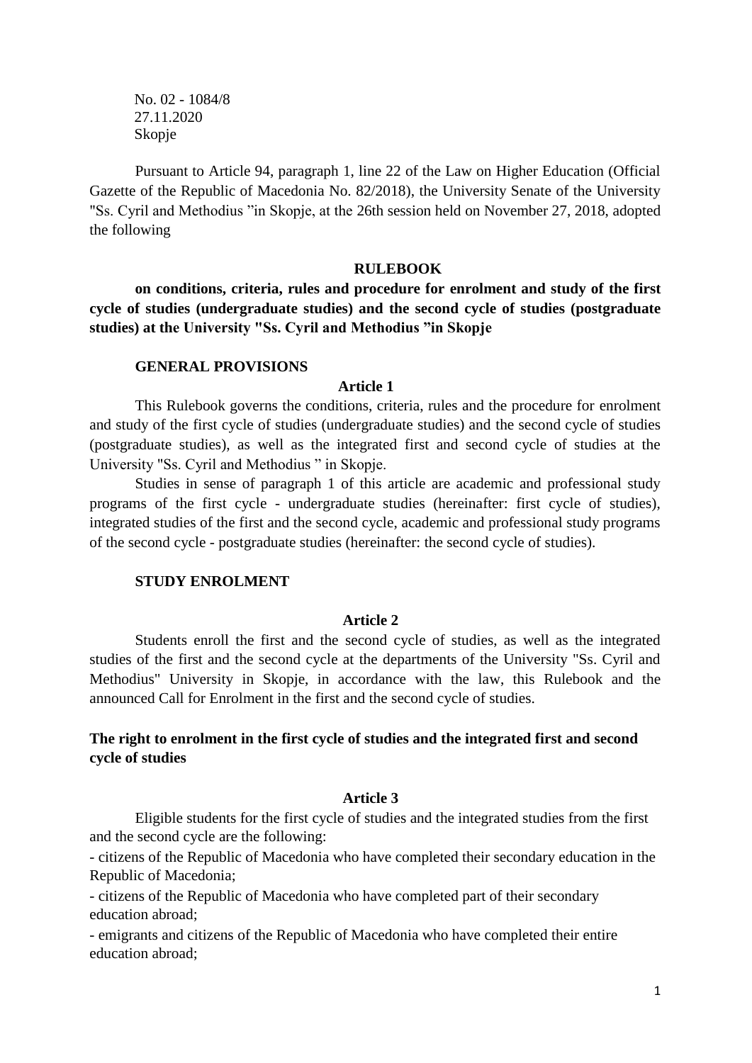No. 02 - 1084/8
27.11.2020
Skopje

Pursuant to Article 94, paragraph 1, line 22 of the Law on Higher Education (Official Gazette of the Republic of Macedonia No. 82/2018), the University Senate of the University "Ss. Cyril and Methodius "in Skopje, at the 26th session held on November 27, 2018, adopted the following

# RULEBOOK

**on conditions, criteria, rules and procedure for enrolment and study of the first cycle of studies (undergraduate studies) and the second cycle of studies (postgraduate studies) at the University "Ss. Cyril and Methodius "in Skopje**

## GENERAL PROVISIONS

### Article 1

This Rulebook governs the conditions, criteria, rules and the procedure for enrolment and study of the first cycle of studies (undergraduate studies) and the second cycle of studies (postgraduate studies), as well as the integrated first and second cycle of studies at the University "Ss. Cyril and Methodius " in Skopje.

Studies in sense of paragraph 1 of this article are academic and professional study programs of the first cycle - undergraduate studies (hereinafter: first cycle of studies), integrated studies of the first and the second cycle, academic and professional study programs of the second cycle - postgraduate studies (hereinafter: the second cycle of studies).

## STUDY ENROLMENT

### Article 2

Students enroll the first and the second cycle of studies, as well as the integrated studies of the first and the second cycle at the departments of the University "Ss. Cyril and Methodius" University in Skopje, in accordance with the law, this Rulebook and the announced Call for Enrolment in the first and the second cycle of studies.

## The right to enrolment in the first cycle of studies and the integrated first and second cycle of studies

### Article 3

Eligible students for the first cycle of studies and the integrated studies from the first and the second cycle are the following:

- citizens of the Republic of Macedonia who have completed their secondary education in the Republic of Macedonia;
- citizens of the Republic of Macedonia who have completed part of their secondary education abroad;
- emigrants and citizens of the Republic of Macedonia who have completed their entire education abroad;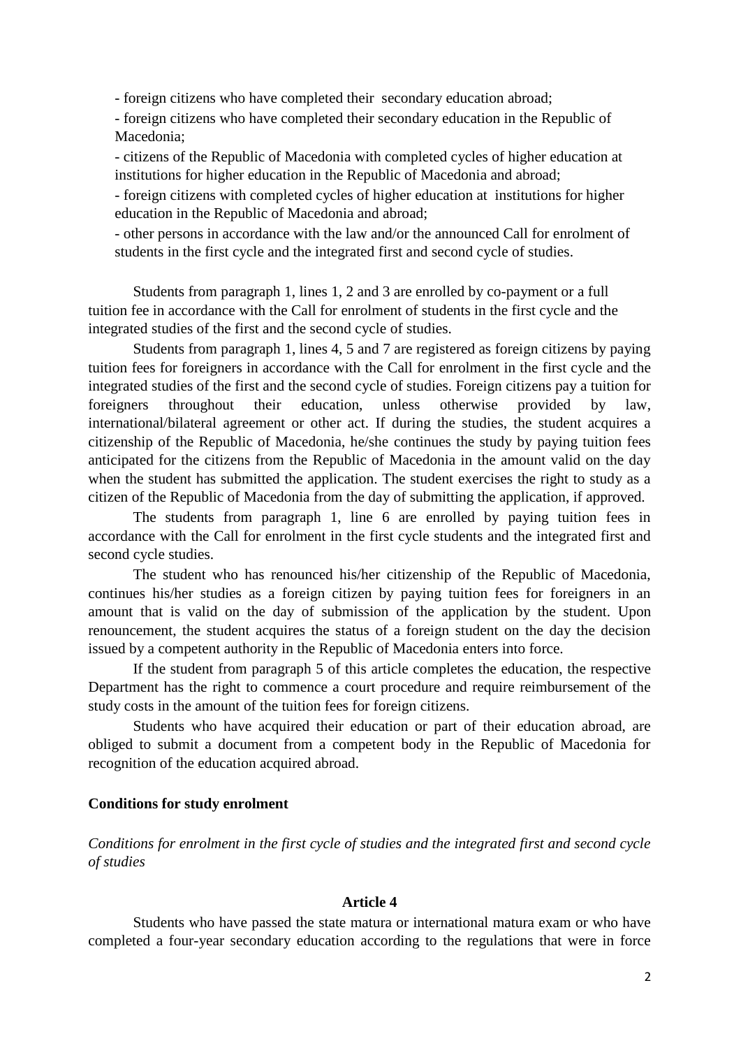- foreign citizens who have completed their secondary education abroad;
- foreign citizens who have completed their secondary education in the Republic of Macedonia;
- citizens of the Republic of Macedonia with completed cycles of higher education at institutions for higher education in the Republic of Macedonia and abroad;
- foreign citizens with completed cycles of higher education at institutions for higher education in the Republic of Macedonia and abroad;
- other persons in accordance with the law and/or the announced Call for enrolment of students in the first cycle and the integrated first and second cycle of studies.

Students from paragraph 1, lines 1, 2 and 3 are enrolled by co-payment or a full tuition fee in accordance with the Call for enrolment of students in the first cycle and the integrated studies of the first and the second cycle of studies.

Students from paragraph 1, lines 4, 5 and 7 are registered as foreign citizens by paying tuition fees for foreigners in accordance with the Call for enrolment in the first cycle and the integrated studies of the first and the second cycle of studies. Foreign citizens pay a tuition for foreigners throughout their education, unless otherwise provided by law, international/bilateral agreement or other act. If during the studies, the student acquires a citizenship of the Republic of Macedonia, he/she continues the study by paying tuition fees anticipated for the citizens from the Republic of Macedonia in the amount valid on the day when the student has submitted the application. The student exercises the right to study as a citizen of the Republic of Macedonia from the day of submitting the application, if approved.

The students from paragraph 1, line 6 are enrolled by paying tuition fees in accordance with the Call for enrolment in the first cycle students and the integrated first and second cycle studies.

The student who has renounced his/her citizenship of the Republic of Macedonia, continues his/her studies as a foreign citizen by paying tuition fees for foreigners in an amount that is valid on the day of submission of the application by the student. Upon renouncement, the student acquires the status of a foreign student on the day the decision issued by a competent authority in the Republic of Macedonia enters into force.

If the student from paragraph 5 of this article completes the education, the respective Department has the right to commence a court procedure and require reimbursement of the study costs in the amount of the tuition fees for foreign citizens.

Students who have acquired their education or part of their education abroad, are obliged to submit a document from a competent body in the Republic of Macedonia for recognition of the education acquired abroad.

**Conditions for study enrolment**

*Conditions for enrolment in the first cycle of studies and the integrated first and second cycle of studies*

**Article 4**

Students who have passed the state matura or international matura exam or who have completed a four-year secondary education according to the regulations that were in force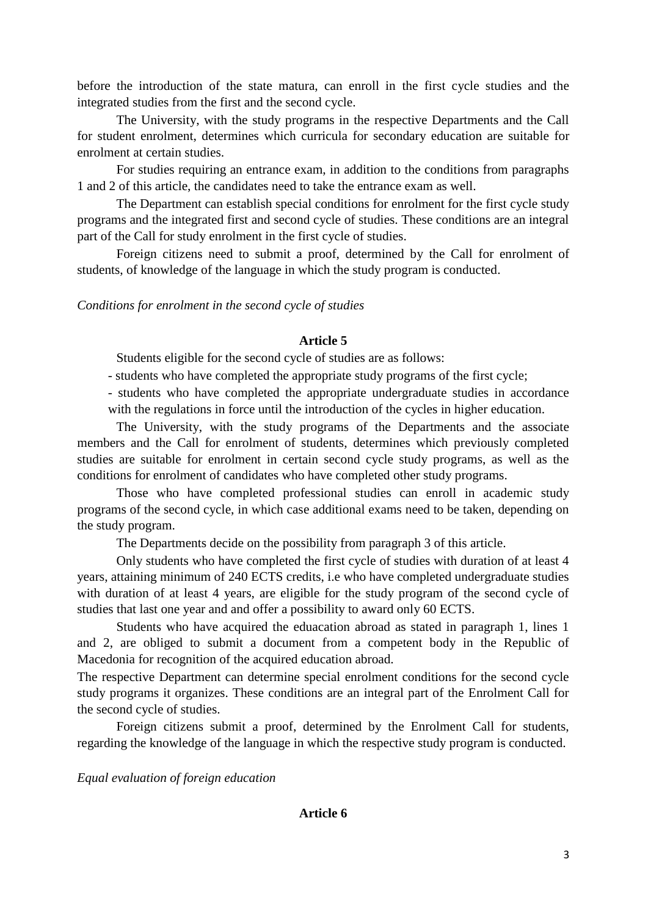before the introduction of the state matura, can enroll in the first cycle studies and the integrated studies from the first and the second cycle.

The University, with the study programs in the respective Departments and the Call for student enrolment, determines which curricula for secondary education are suitable for enrolment at certain studies.

For studies requiring an entrance exam, in addition to the conditions from paragraphs 1 and 2 of this article, the candidates need to take the entrance exam as well.

The Department can establish special conditions for enrolment for the first cycle study programs and the integrated first and second cycle of studies. These conditions are an integral part of the Call for study enrolment in the first cycle of studies.

Foreign citizens need to submit a proof, determined by the Call for enrolment of students, of knowledge of the language in which the study program is conducted.

*Conditions for enrolment in the second cycle of studies*

**Article 5**

Students eligible for the second cycle of studies are as follows:

- students who have completed the appropriate study programs of the first cycle;
- students who have completed the appropriate undergraduate studies in accordance with the regulations in force until the introduction of the cycles in higher education.

The University, with the study programs of the Departments and the associate members and the Call for enrolment of students, determines which previously completed studies are suitable for enrolment in certain second cycle study programs, as well as the conditions for enrolment of candidates who have completed other study programs.

Those who have completed professional studies can enroll in academic study programs of the second cycle, in which case additional exams need to be taken, depending on the study program.

The Departments decide on the possibility from paragraph 3 of this article.

Only students who have completed the first cycle of studies with duration of at least 4 years, attaining minimum of 240 ECTS credits, i.e who have completed undergraduate studies with duration of at least 4 years, are eligible for the study program of the second cycle of studies that last one year and and offer a possibility to award only 60 ECTS.

Students who have acquired the eduacation abroad as stated in paragraph 1, lines 1 and 2, are obliged to submit a document from a competent body in the Republic of Macedonia for recognition of the acquired education abroad.

The respective Department can determine special enrolment conditions for the second cycle study programs it organizes. These conditions are an integral part of the Enrolment Call for the second cycle of studies.

Foreign citizens submit a proof, determined by the Enrolment Call for students, regarding the knowledge of the language in which the respective study program is conducted.

*Equal evaluation of foreign education*

**Article 6**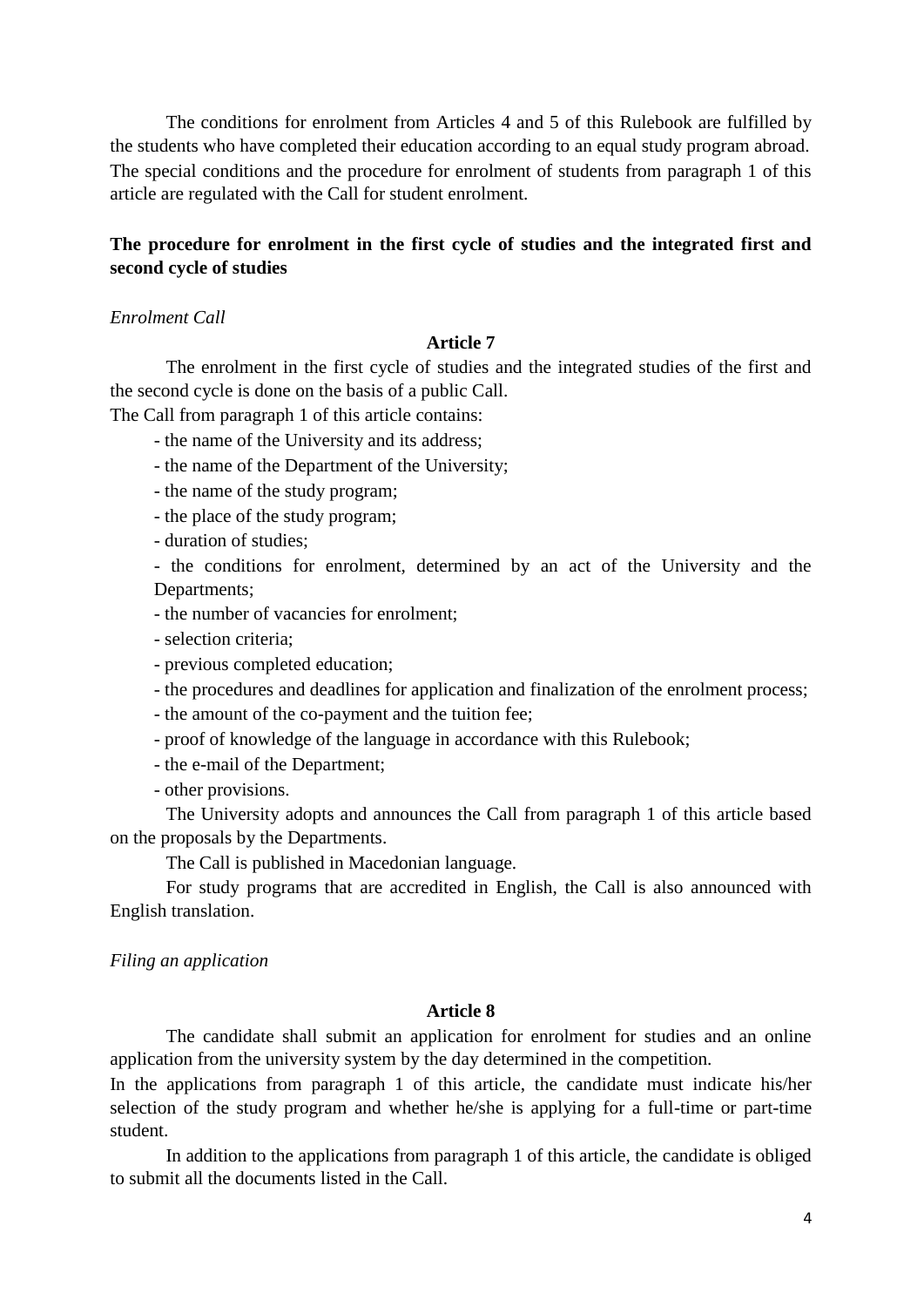The conditions for enrolment from Articles 4 and 5 of this Rulebook are fulfilled by the students who have completed their education according to an equal study program abroad. The special conditions and the procedure for enrolment of students from paragraph 1 of this article are regulated with the Call for student enrolment.

**The procedure for enrolment in the first cycle of studies and the integrated first and second cycle of studies**

*Enrolment Call*

**Article 7**

The enrolment in the first cycle of studies and the integrated studies of the first and the second cycle is done on the basis of a public Call.

The Call from paragraph 1 of this article contains:

- the name of the University and its address;
- the name of the Department of the University;
- the name of the study program;
- the place of the study program;
- duration of studies;
- the conditions for enrolment, determined by an act of the University and the Departments;
- the number of vacancies for enrolment;
- selection criteria;
- previous completed education;
- the procedures and deadlines for application and finalization of the enrolment process;
- the amount of the co-payment and the tuition fee;
- proof of knowledge of the language in accordance with this Rulebook;
- the e-mail of the Department;
- other provisions.

The University adopts and announces the Call from paragraph 1 of this article based on the proposals by the Departments.

The Call is published in Macedonian language.

For study programs that are accredited in English, the Call is also announced with English translation.

*Filing an application*

**Article 8**

The candidate shall submit an application for enrolment for studies and an online application from the university system by the day determined in the competition.

In the applications from paragraph 1 of this article, the candidate must indicate his/her selection of the study program and whether he/she is applying for a full-time or part-time student.

In addition to the applications from paragraph 1 of this article, the candidate is obliged to submit all the documents listed in the Call.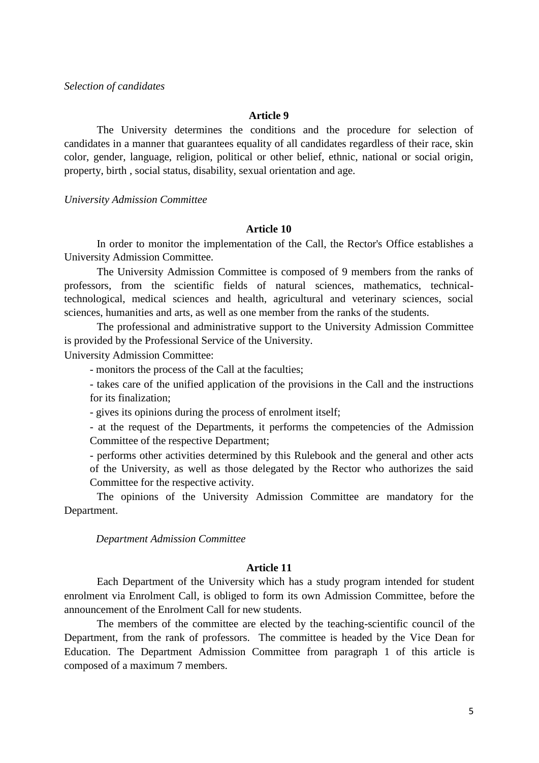*Selection of candidates*

**Article 9**

The University determines the conditions and the procedure for selection of candidates in a manner that guarantees equality of all candidates regardless of their race, skin color, gender, language, religion, political or other belief, ethnic, national or social origin, property, birth , social status, disability, sexual orientation and age.

*University Admission Committee*

**Article 10**

In order to monitor the implementation of the Call, the Rector's Office establishes a University Admission Committee.

The University Admission Committee is composed of 9 members from the ranks of professors, from the scientific fields of natural sciences, mathematics, technical-technological, medical sciences and health, agricultural and veterinary sciences, social sciences, humanities and arts, as well as one member from the ranks of the students.

The professional and administrative support to the University Admission Committee is provided by the Professional Service of the University.

University Admission Committee:

- monitors the process of the Call at the faculties;
- takes care of the unified application of the provisions in the Call and the instructions for its finalization;
- gives its opinions during the process of enrolment itself;
- at the request of the Departments, it performs the competencies of the Admission Committee of the respective Department;
- performs other activities determined by this Rulebook and the general and other acts of the University, as well as those delegated by the Rector who authorizes the said Committee for the respective activity.

The opinions of the University Admission Committee are mandatory for the Department.

*Department Admission Committee*

**Article 11**

Each Department of the University which has a study program intended for student enrolment via Enrolment Call, is obliged to form its own Admission Committee, before the announcement of the Enrolment Call for new students.

The members of the committee are elected by the teaching-scientific council of the Department, from the rank of professors. The committee is headed by the Vice Dean for Education. The Department Admission Committee from paragraph 1 of this article is composed of a maximum 7 members.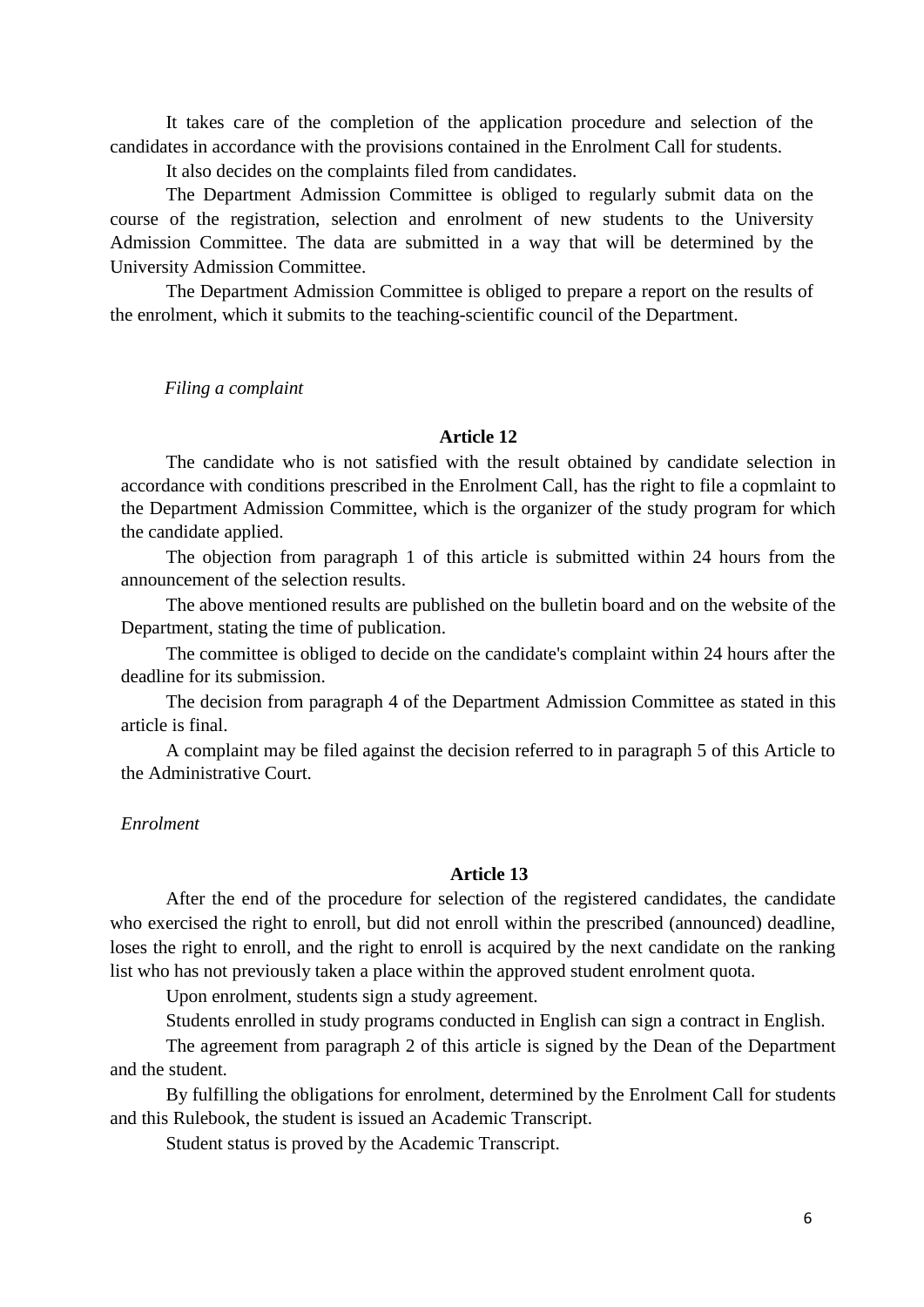It takes care of the completion of the application procedure and selection of the candidates in accordance with the provisions contained in the Enrolment Call for students.

It also decides on the complaints filed from candidates.

The Department Admission Committee is obliged to regularly submit data on the course of the registration, selection and enrolment of new students to the University Admission Committee. The data are submitted in a way that will be determined by the University Admission Committee.

The Department Admission Committee is obliged to prepare a report on the results of the enrolment, which it submits to the teaching-scientific council of the Department.

*Filing a complaint*

**Article 12**

The candidate who is not satisfied with the result obtained by candidate selection in accordance with conditions prescribed in the Enrolment Call, has the right to file a copmlaint to the Department Admission Committee, which is the organizer of the study program for which the candidate applied.

The objection from paragraph 1 of this article is submitted within 24 hours from the announcement of the selection results.

The above mentioned results are published on the bulletin board and on the website of the Department, stating the time of publication.

The committee is obliged to decide on the candidate's complaint within 24 hours after the deadline for its submission.

The decision from paragraph 4 of the Department Admission Committee as stated in this article is final.

A complaint may be filed against the decision referred to in paragraph 5 of this Article to the Administrative Court.

*Enrolment*

**Article 13**

After the end of the procedure for selection of the registered candidates, the candidate who exercised the right to enroll, but did not enroll within the prescribed (announced) deadline, loses the right to enroll, and the right to enroll is acquired by the next candidate on the ranking list who has not previously taken a place within the approved student enrolment quota.

Upon enrolment, students sign a study agreement.

Students enrolled in study programs conducted in English can sign a contract in English.

The agreement from paragraph 2 of this article is signed by the Dean of the Department and the student.

By fulfilling the obligations for enrolment, determined by the Enrolment Call for students and this Rulebook, the student is issued an Academic Transcript.

Student status is proved by the Academic Transcript.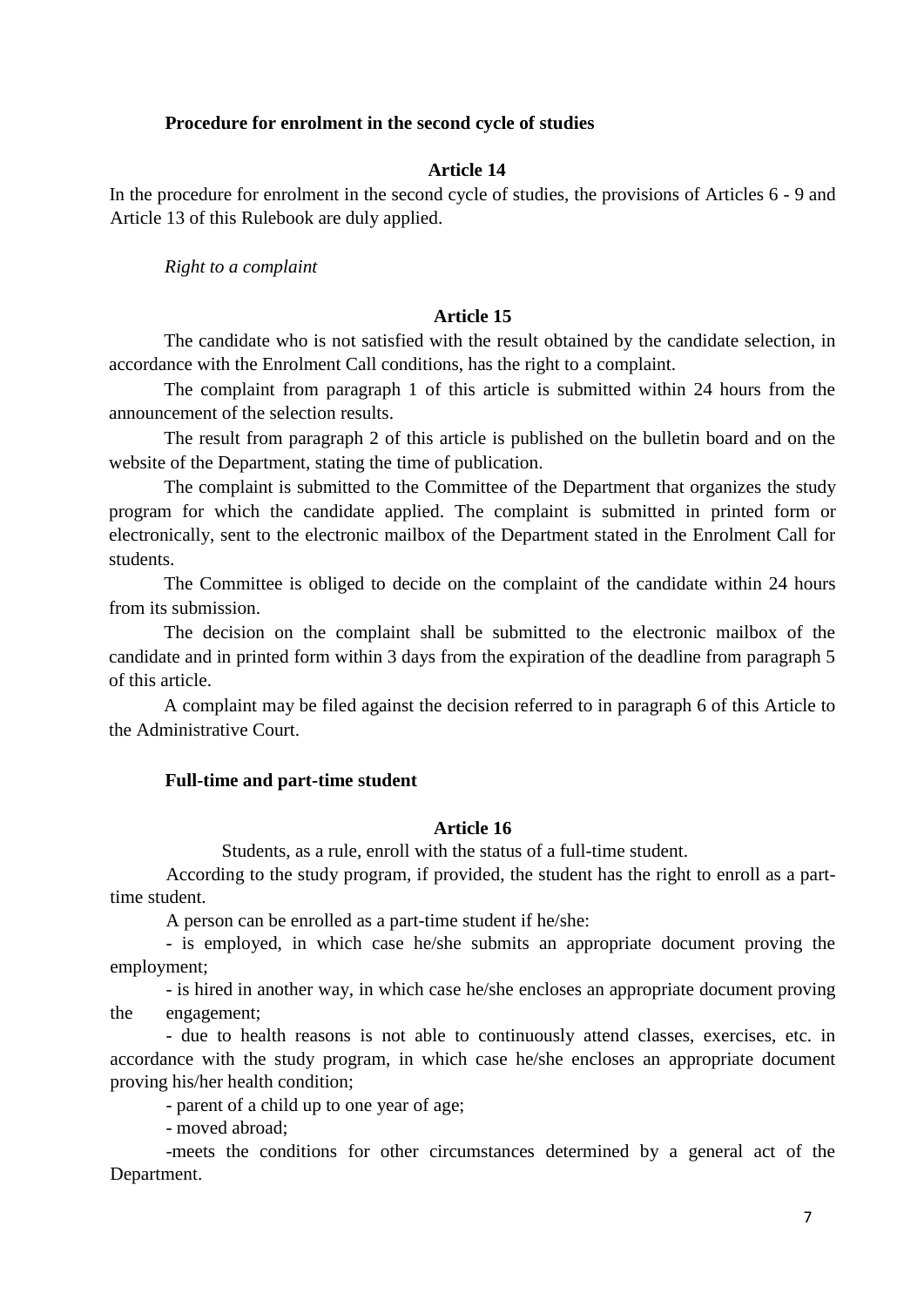**Procedure for enrolment in the second cycle of studies**

**Article 14**

In the procedure for enrolment in the second cycle of studies, the provisions of Articles 6 - 9 and Article 13 of this Rulebook are duly applied.

*Right to a complaint*

**Article 15**

The candidate who is not satisfied with the result obtained by the candidate selection, in accordance with the Enrolment Call conditions, has the right to a complaint.

The complaint from paragraph 1 of this article is submitted within 24 hours from the announcement of the selection results.

The result from paragraph 2 of this article is published on the bulletin board and on the website of the Department, stating the time of publication.

The complaint is submitted to the Committee of the Department that organizes the study program for which the candidate applied. The complaint is submitted in printed form or electronically, sent to the electronic mailbox of the Department stated in the Enrolment Call for students.

The Committee is obliged to decide on the complaint of the candidate within 24 hours from its submission.

The decision on the complaint shall be submitted to the electronic mailbox of the candidate and in printed form within 3 days from the expiration of the deadline from paragraph 5 of this article.

A complaint may be filed against the decision referred to in paragraph 6 of this Article to the Administrative Court.

**Full-time and part-time student**

**Article 16**

Students, as a rule, enroll with the status of a full-time student.

According to the study program, if provided, the student has the right to enroll as a part-time student.

A person can be enrolled as a part-time student if he/she:

- is employed, in which case he/she submits an appropriate document proving the employment;
- is hired in another way, in which case he/she encloses an appropriate document proving the engagement;
- due to health reasons is not able to continuously attend classes, exercises, etc. in accordance with the study program, in which case he/she encloses an appropriate document proving his/her health condition;
- parent of a child up to one year of age;
- moved abroad;
- meets the conditions for other circumstances determined by a general act of the Department.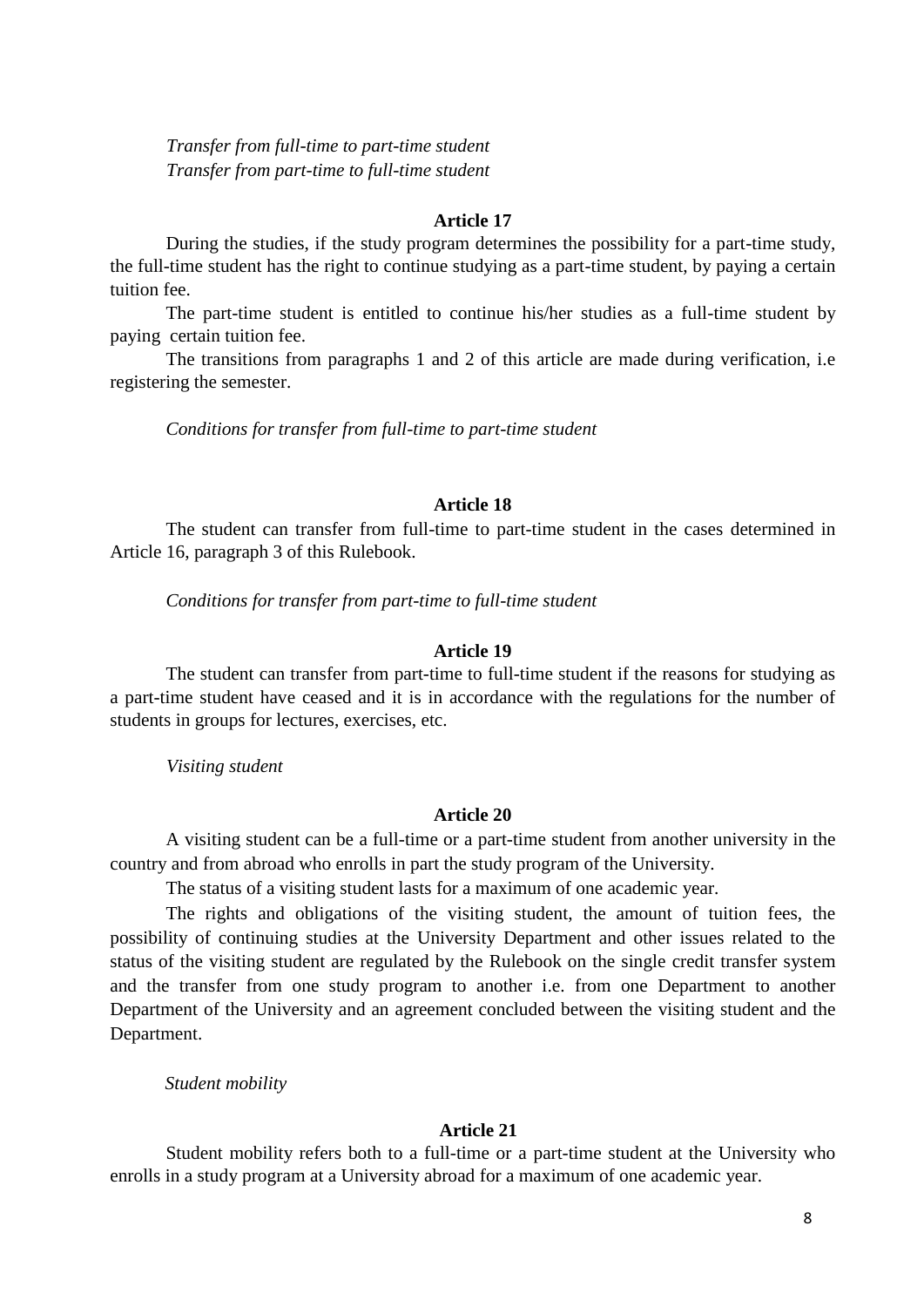*Transfer from full-time to part-time student*
*Transfer from part-time to full-time student*

**Article 17**

During the studies, if the study program determines the possibility for a part-time study, the full-time student has the right to continue studying as a part-time student, by paying a certain tuition fee.

The part-time student is entitled to continue his/her studies as a full-time student by paying certain tuition fee.

The transitions from paragraphs 1 and 2 of this article are made during verification, i.e registering the semester.

*Conditions for transfer from full-time to part-time student*

**Article 18**

The student can transfer from full-time to part-time student in the cases determined in Article 16, paragraph 3 of this Rulebook.

*Conditions for transfer from part-time to full-time student*

**Article 19**

The student can transfer from part-time to full-time student if the reasons for studying as a part-time student have ceased and it is in accordance with the regulations for the number of students in groups for lectures, exercises, etc.

*Visiting student*

**Article 20**

A visiting student can be a full-time or a part-time student from another university in the country and from abroad who enrolls in part the study program of the University.

The status of a visiting student lasts for a maximum of one academic year.

The rights and obligations of the visiting student, the amount of tuition fees, the possibility of continuing studies at the University Department and other issues related to the status of the visiting student are regulated by the Rulebook on the single credit transfer system and the transfer from one study program to another i.e. from one Department to another Department of the University and an agreement concluded between the visiting student and the Department.

*Student mobility*

**Article 21**

Student mobility refers both to a full-time or a part-time student at the University who enrolls in a study program at a University abroad for a maximum of one academic year.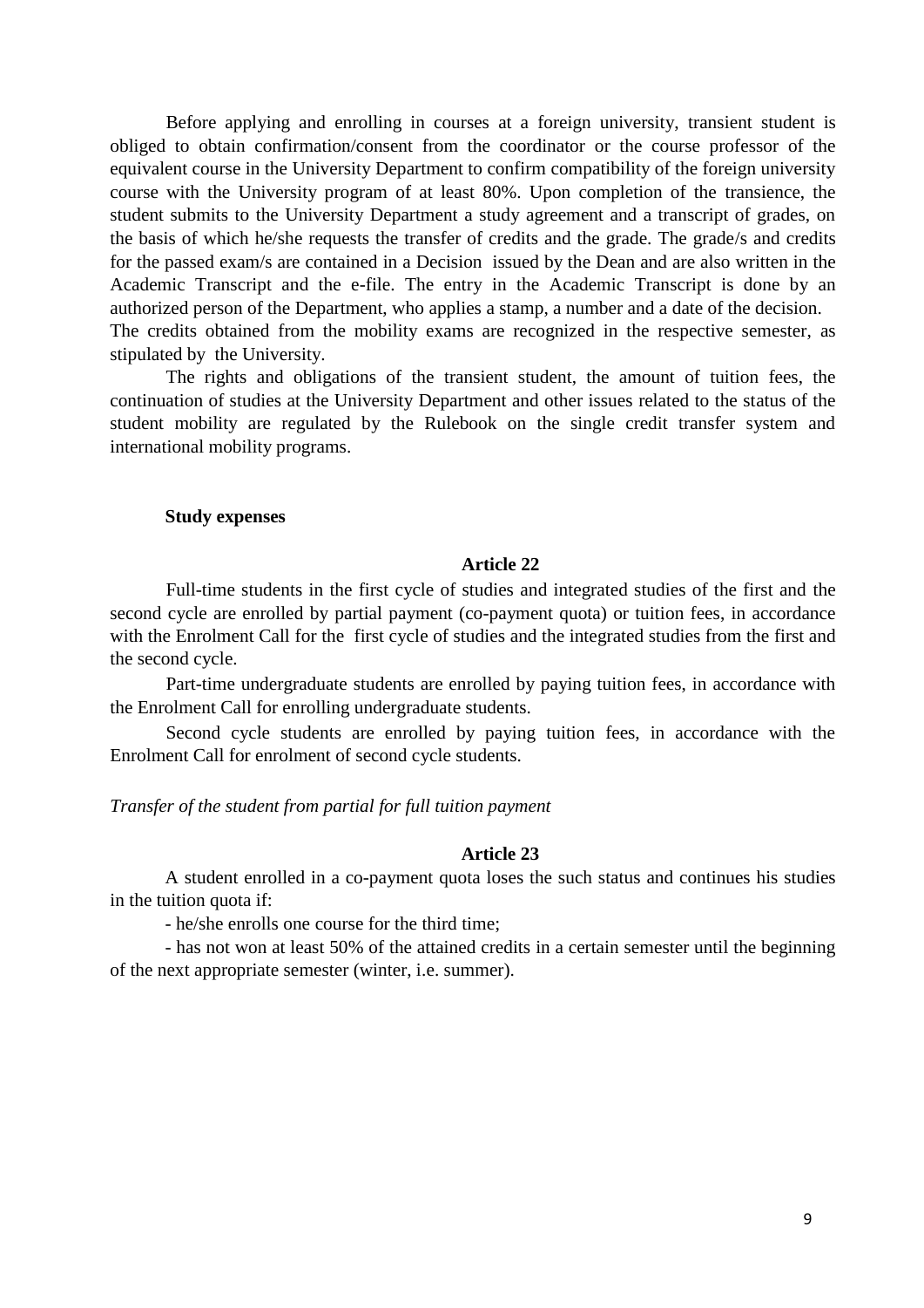Before applying and enrolling in courses at a foreign university, transient student is obliged to obtain confirmation/consent from the coordinator or the course professor of the equivalent course in the University Department to confirm compatibility of the foreign university course with the University program of at least 80%. Upon completion of the transience, the student submits to the University Department a study agreement and a transcript of grades, on the basis of which he/she requests the transfer of credits and the grade. The grade/s and credits for the passed exam/s are contained in a Decision issued by the Dean and are also written in the Academic Transcript and the e-file. The entry in the Academic Transcript is done by an authorized person of the Department, who applies a stamp, a number and a date of the decision. The credits obtained from the mobility exams are recognized in the respective semester, as stipulated by the University.

The rights and obligations of the transient student, the amount of tuition fees, the continuation of studies at the University Department and other issues related to the status of the student mobility are regulated by the Rulebook on the single credit transfer system and international mobility programs.

**Study expenses**

**Article 22**

Full-time students in the first cycle of studies and integrated studies of the first and the second cycle are enrolled by partial payment (co-payment quota) or tuition fees, in accordance with the Enrolment Call for the first cycle of studies and the integrated studies from the first and the second cycle.

Part-time undergraduate students are enrolled by paying tuition fees, in accordance with the Enrolment Call for enrolling undergraduate students.

Second cycle students are enrolled by paying tuition fees, in accordance with the Enrolment Call for enrolment of second cycle students.

*Transfer of the student from partial for full tuition payment*

**Article 23**

A student enrolled in a co-payment quota loses the such status and continues his studies in the tuition quota if:

- he/she enrolls one course for the third time;

- has not won at least 50% of the attained credits in a certain semester until the beginning of the next appropriate semester (winter, i.e. summer).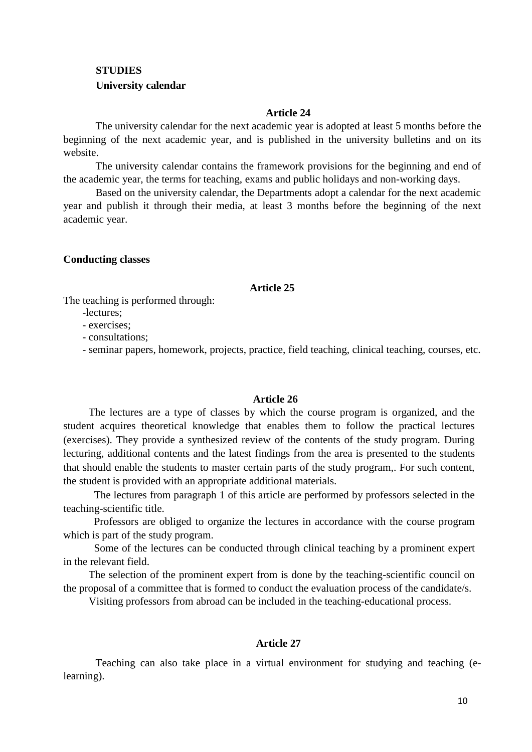## STUDIES

### University calendar

**Article 24**

The university calendar for the next academic year is adopted at least 5 months before the beginning of the next academic year, and is published in the university bulletins and on its website.

The university calendar contains the framework provisions for the beginning and end of the academic year, the terms for teaching, exams and public holidays and non-working days.

Based on the university calendar, the Departments adopt a calendar for the next academic year and publish it through their media, at least 3 months before the beginning of the next academic year.

### Conducting classes

**Article 25**

The teaching is performed through:

- lectures;
- exercises;
- consultations;
- seminar papers, homework, projects, practice, field teaching, clinical teaching, courses, etc.

**Article 26**

The lectures are a type of classes by which the course program is organized, and the student acquires theoretical knowledge that enables them to follow the practical lectures (exercises). They provide a synthesized review of the contents of the study program. During lecturing, additional contents and the latest findings from the area is presented to the students that should enable the students to master certain parts of the study program,. For such content, the student is provided with an appropriate additional materials.

The lectures from paragraph 1 of this article are performed by professors selected in the teaching-scientific title.

Professors are obliged to organize the lectures in accordance with the course program which is part of the study program.

Some of the lectures can be conducted through clinical teaching by a prominent expert in the relevant field.

The selection of the prominent expert from is done by the teaching-scientific council on the proposal of a committee that is formed to conduct the evaluation process of the candidate/s.

Visiting professors from abroad can be included in the teaching-educational process.

**Article 27**

Teaching can also take place in a virtual environment for studying and teaching (e-learning).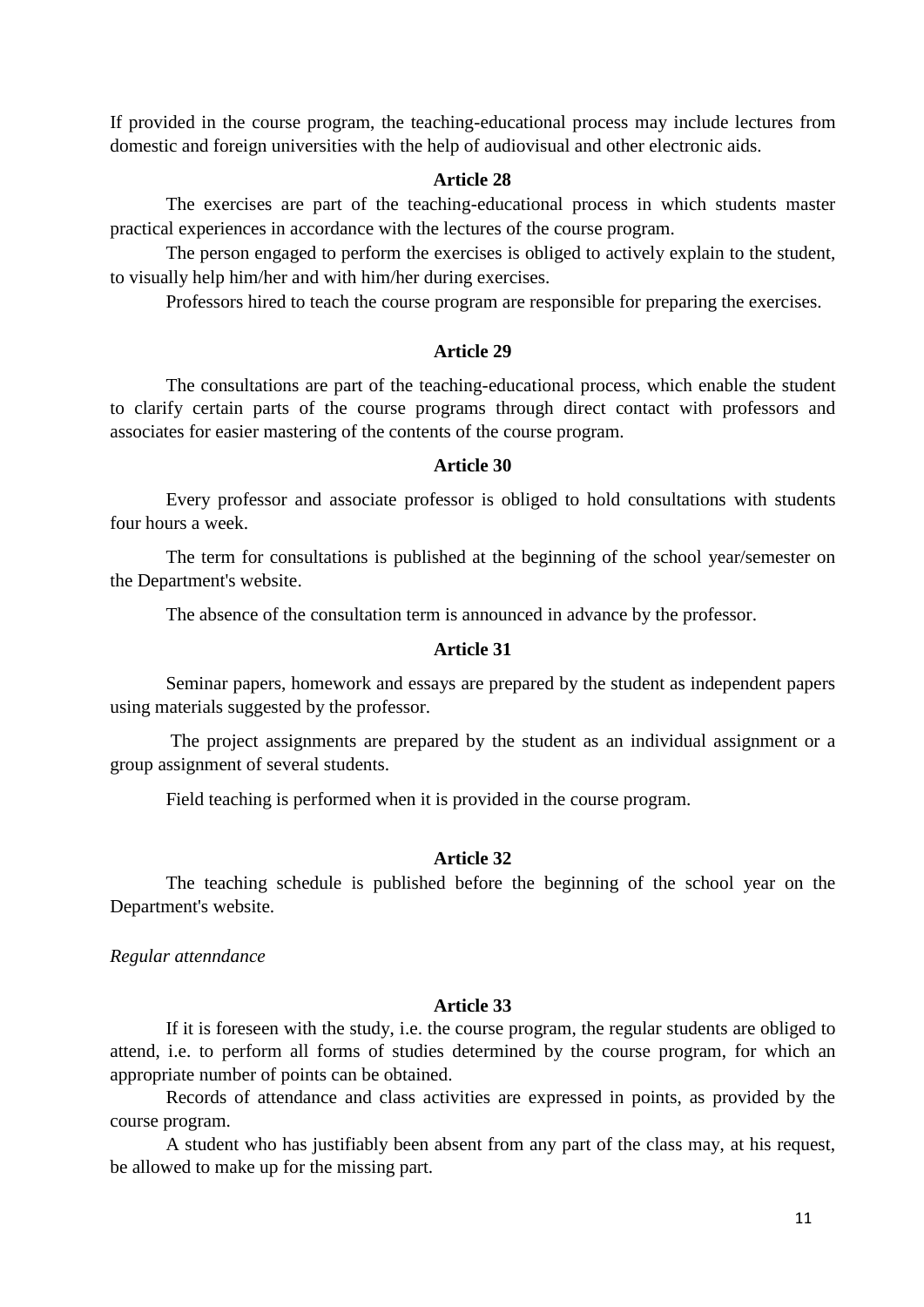If provided in the course program, the teaching-educational process may include lectures from domestic and foreign universities with the help of audiovisual and other electronic aids.

**Article 28**

The exercises are part of the teaching-educational process in which students master practical experiences in accordance with the lectures of the course program.

The person engaged to perform the exercises is obliged to actively explain to the student, to visually help him/her and with him/her during exercises.

Professors hired to teach the course program are responsible for preparing the exercises.

**Article 29**

The consultations are part of the teaching-educational process, which enable the student to clarify certain parts of the course programs through direct contact with professors and associates for easier mastering of the contents of the course program.

**Article 30**

Every professor and associate professor is obliged to hold consultations with students four hours a week.

The term for consultations is published at the beginning of the school year/semester on the Department's website.

The absence of the consultation term is announced in advance by the professor.

**Article 31**

Seminar papers, homework and essays are prepared by the student as independent papers using materials suggested by the professor.

The project assignments are prepared by the student as an individual assignment or a group assignment of several students.

Field teaching is performed when it is provided in the course program.

**Article 32**

The teaching schedule is published before the beginning of the school year on the Department's website.

*Regular attenndance*

**Article 33**

If it is foreseen with the study, i.e. the course program, the regular students are obliged to attend, i.e. to perform all forms of studies determined by the course program, for which an appropriate number of points can be obtained.

Records of attendance and class activities are expressed in points, as provided by the course program.

A student who has justifiably been absent from any part of the class may, at his request, be allowed to make up for the missing part.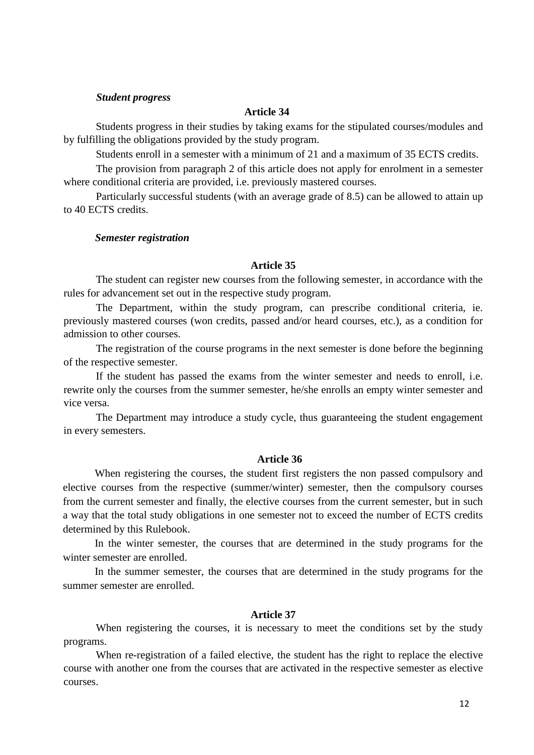***Student progress***

**Article 34**

Students progress in their studies by taking exams for the stipulated courses/modules and by fulfilling the obligations provided by the study program.

Students enroll in a semester with a minimum of 21 and a maximum of 35 ECTS credits.

The provision from paragraph 2 of this article does not apply for enrolment in a semester where conditional criteria are provided, i.e. previously mastered courses.

Particularly successful students (with an average grade of 8.5) can be allowed to attain up to 40 ECTS credits.

***Semester registration***

**Article 35**

The student can register new courses from the following semester, in accordance with the rules for advancement set out in the respective study program.

The Department, within the study program, can prescribe conditional criteria, ie. previously mastered courses (won credits, passed and/or heard courses, etc.), as a condition for admission to other courses.

The registration of the course programs in the next semester is done before the beginning of the respective semester.

If the student has passed the exams from the winter semester and needs to enroll, i.e. rewrite only the courses from the summer semester, he/she enrolls an empty winter semester and vice versa.

The Department may introduce a study cycle, thus guaranteeing the student engagement in every semesters.

**Article 36**

When registering the courses, the student first registers the non passed compulsory and elective courses from the respective (summer/winter) semester, then the compulsory courses from the current semester and finally, the elective courses from the current semester, but in such a way that the total study obligations in one semester not to exceed the number of ECTS credits determined by this Rulebook.

In the winter semester, the courses that are determined in the study programs for the winter semester are enrolled.

In the summer semester, the courses that are determined in the study programs for the summer semester are enrolled.

**Article 37**

When registering the courses, it is necessary to meet the conditions set by the study programs.

When re-registration of a failed elective, the student has the right to replace the elective course with another one from the courses that are activated in the respective semester as elective courses.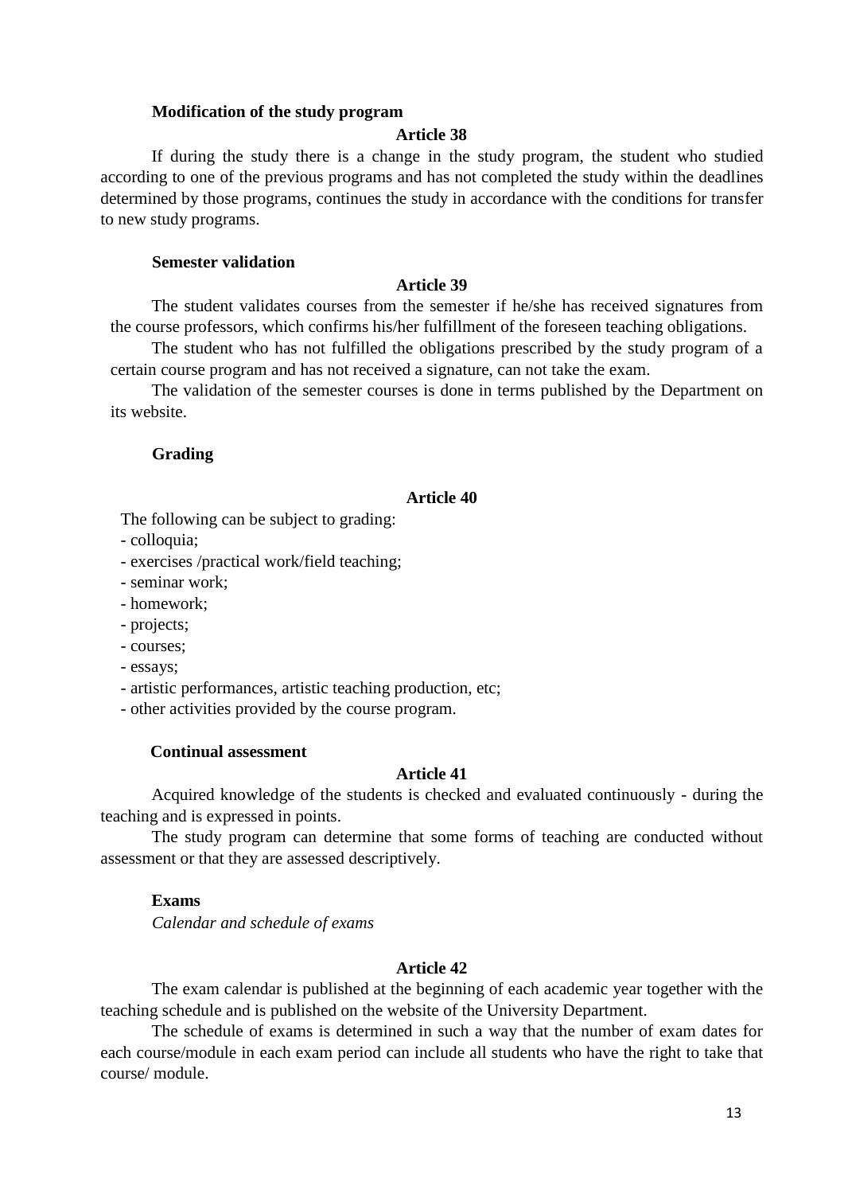**Modification of the study program**

**Article 38**

If during the study there is a change in the study program, the student who studied according to one of the previous programs and has not completed the study within the deadlines determined by those programs, continues the study in accordance with the conditions for transfer to new study programs.

**Semester validation**

**Article 39**

The student validates courses from the semester if he/she has received signatures from the course professors, which confirms his/her fulfillment of the foreseen teaching obligations.

The student who has not fulfilled the obligations prescribed by the study program of a certain course program and has not received a signature, can not take the exam.

The validation of the semester courses is done in terms published by the Department on its website.

**Grading**

**Article 40**

The following can be subject to grading:

- colloquia;
- exercises /practical work/field teaching;
- seminar work;
- homework;
- projects;
- courses;
- essays;
- artistic performances, artistic teaching production, etc;
- other activities provided by the course program.

**Continual assessment**

**Article 41**

Acquired knowledge of the students is checked and evaluated continuously - during the teaching and is expressed in points.

The study program can determine that some forms of teaching are conducted without assessment or that they are assessed descriptively.

**Exams**

*Calendar and schedule of exams*

**Article 42**

The exam calendar is published at the beginning of each academic year together with the teaching schedule and is published on the website of the University Department.

The schedule of exams is determined in such a way that the number of exam dates for each course/module in each exam period can include all students who have the right to take that course/ module.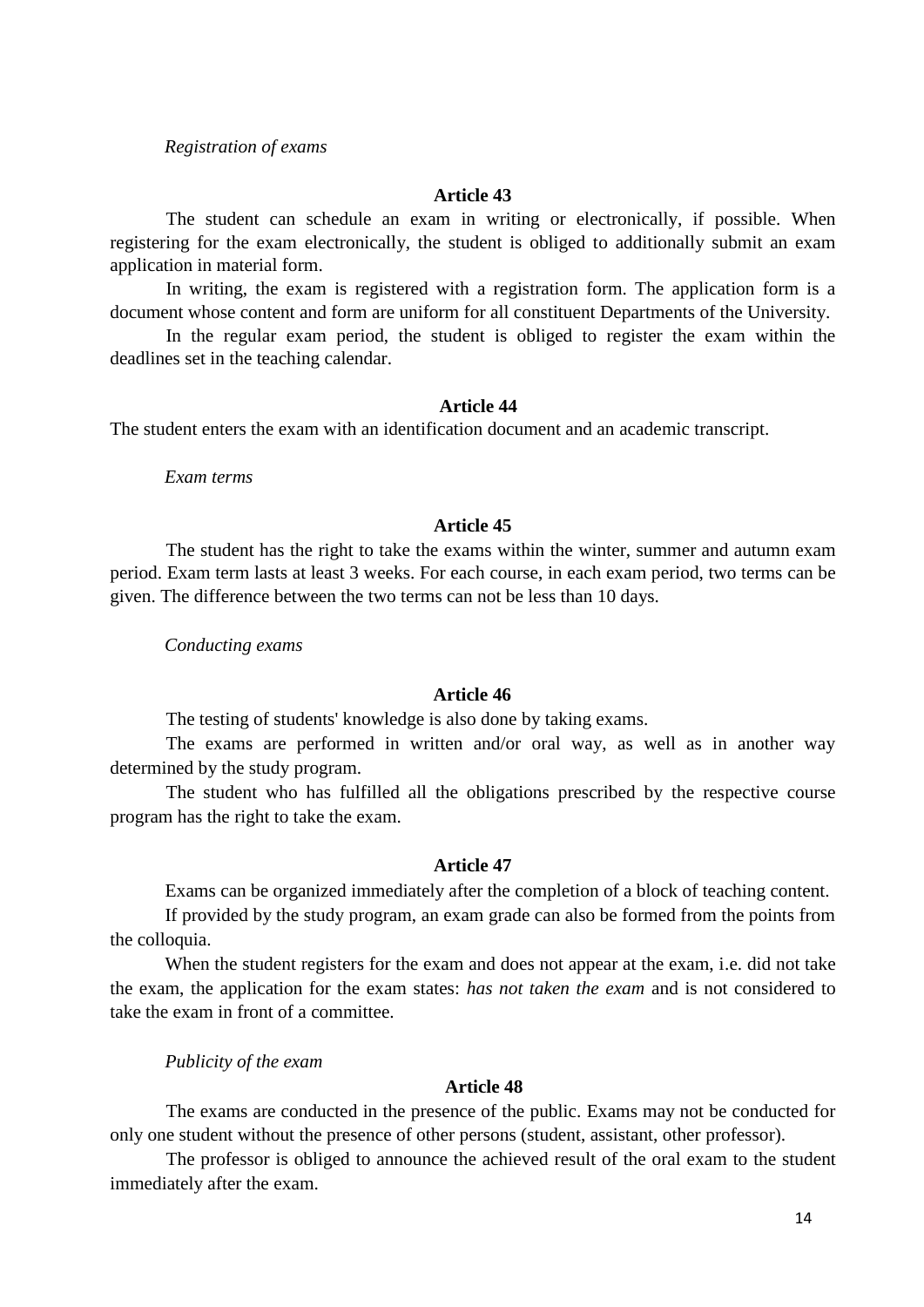*Registration of exams*

**Article 43**

The student can schedule an exam in writing or electronically, if possible. When registering for the exam electronically, the student is obliged to additionally submit an exam application in material form.

In writing, the exam is registered with a registration form. The application form is a document whose content and form are uniform for all constituent Departments of the University.

In the regular exam period, the student is obliged to register the exam within the deadlines set in the teaching calendar.

**Article 44**

The student enters the exam with an identification document and an academic transcript.

*Exam terms*

**Article 45**

The student has the right to take the exams within the winter, summer and autumn exam period. Exam term lasts at least 3 weeks. For each course, in each exam period, two terms can be given. The difference between the two terms can not be less than 10 days.

*Conducting exams*

**Article 46**

The testing of students' knowledge is also done by taking exams.

The exams are performed in written and/or oral way, as well as in another way determined by the study program.

The student who has fulfilled all the obligations prescribed by the respective course program has the right to take the exam.

**Article 47**

Exams can be organized immediately after the completion of a block of teaching content.

If provided by the study program, an exam grade can also be formed from the points from the colloquia.

When the student registers for the exam and does not appear at the exam, i.e. did not take the exam, the application for the exam states: *has not taken the exam* and is not considered to take the exam in front of a committee.

*Publicity of the exam*

**Article 48**

The exams are conducted in the presence of the public. Exams may not be conducted for only one student without the presence of other persons (student, assistant, other professor).

The professor is obliged to announce the achieved result of the oral exam to the student immediately after the exam.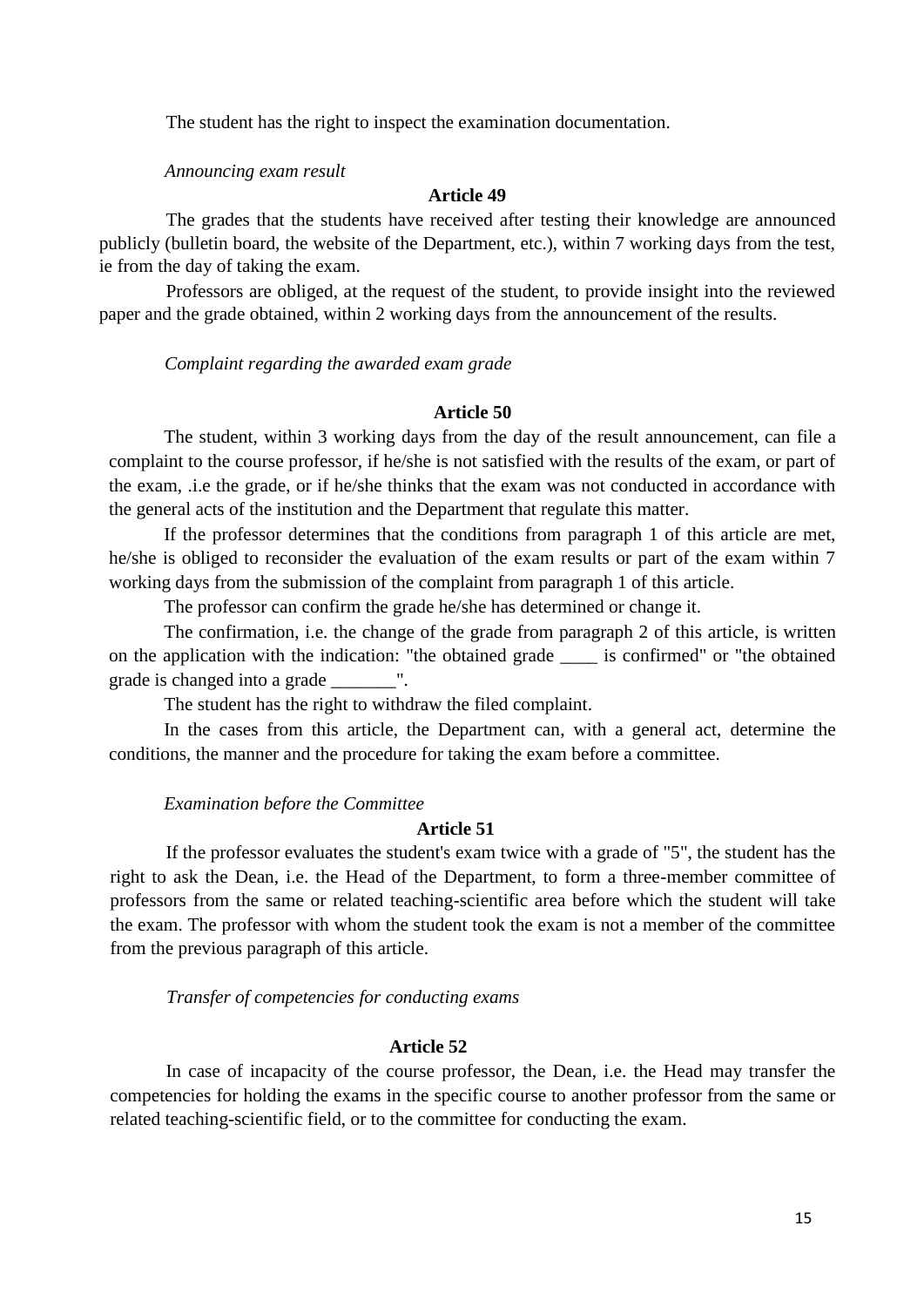The student has the right to inspect the examination documentation.

*Announcing exam result*

**Article 49**

The grades that the students have received after testing their knowledge are announced publicly (bulletin board, the website of the Department, etc.), within 7 working days from the test, ie from the day of taking the exam.

Professors are obliged, at the request of the student, to provide insight into the reviewed paper and the grade obtained, within 2 working days from the announcement of the results.

*Complaint regarding the awarded exam grade*

**Article 50**

The student, within 3 working days from the day of the result announcement, can file a complaint to the course professor, if he/she is not satisfied with the results of the exam, or part of the exam, .i.e the grade, or if he/she thinks that the exam was not conducted in accordance with the general acts of the institution and the Department that regulate this matter.

If the professor determines that the conditions from paragraph 1 of this article are met, he/she is obliged to reconsider the evaluation of the exam results or part of the exam within 7 working days from the submission of the complaint from paragraph 1 of this article.

The professor can confirm the grade he/she has determined or change it.

The confirmation, i.e. the change of the grade from paragraph 2 of this article, is written on the application with the indication: "the obtained grade ____ is confirmed" or "the obtained grade is changed into a grade _______".

The student has the right to withdraw the filed complaint.

In the cases from this article, the Department can, with a general act, determine the conditions, the manner and the procedure for taking the exam before a committee.

*Examination before the Committee*

**Article 51**

If the professor evaluates the student's exam twice with a grade of "5", the student has the right to ask the Dean, i.e. the Head of the Department, to form a three-member committee of professors from the same or related teaching-scientific area before which the student will take the exam. The professor with whom the student took the exam is not a member of the committee from the previous paragraph of this article.

*Transfer of competencies for conducting exams*

**Article 52**

In case of incapacity of the course professor, the Dean, i.e. the Head may transfer the competencies for holding the exams in the specific course to another professor from the same or related teaching-scientific field, or to the committee for conducting the exam.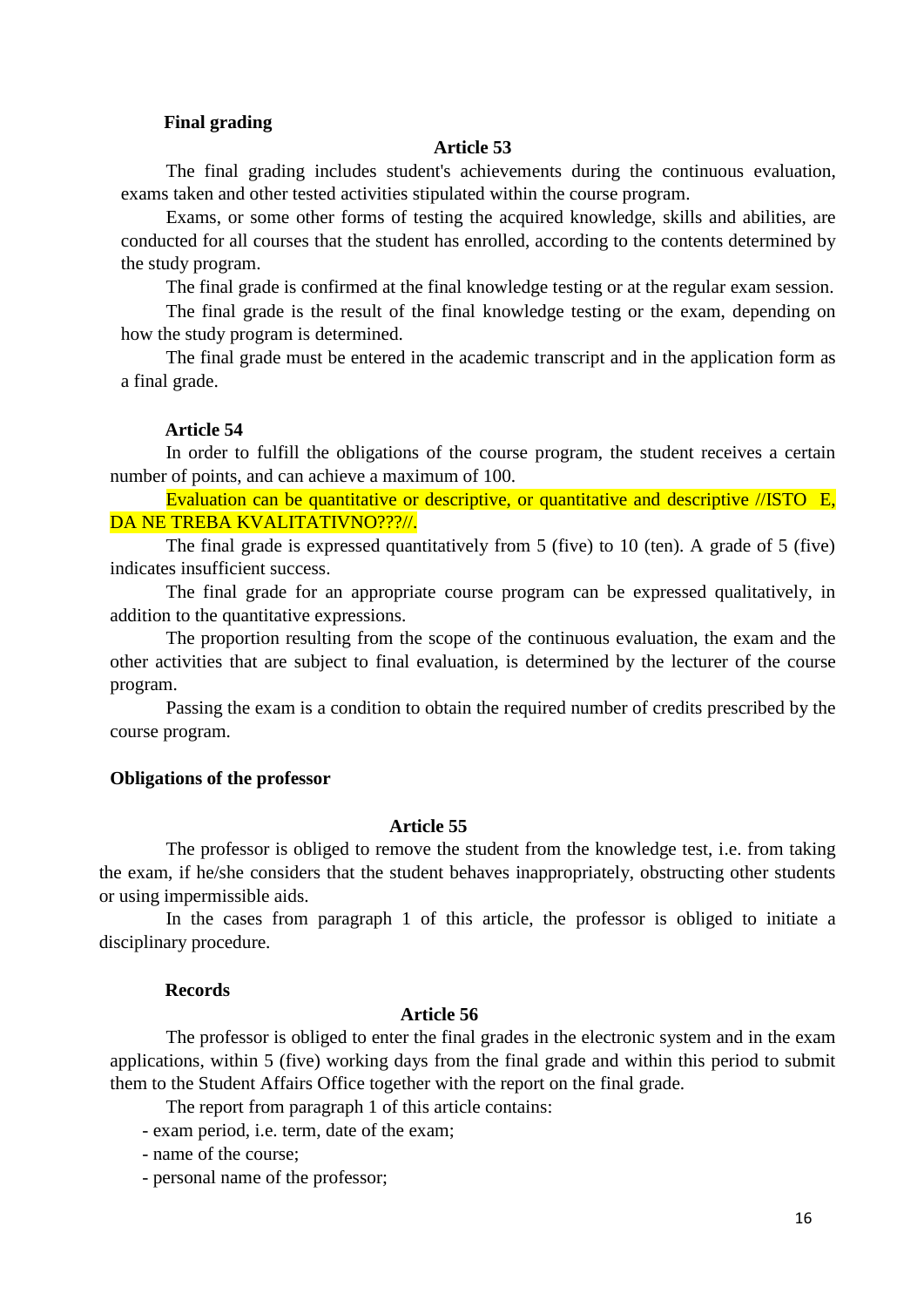**Final grading**

**Article 53**

The final grading includes student's achievements during the continuous evaluation, exams taken and other tested activities stipulated within the course program.

Exams, or some other forms of testing the acquired knowledge, skills and abilities, are conducted for all courses that the student has enrolled, according to the contents determined by the study program.

The final grade is confirmed at the final knowledge testing or at the regular exam session.

The final grade is the result of the final knowledge testing or the exam, depending on how the study program is determined.

The final grade must be entered in the academic transcript and in the application form as a final grade.

**Article 54**

In order to fulfill the obligations of the course program, the student receives a certain number of points, and can achieve a maximum of 100.

Evaluation can be quantitative or descriptive, or quantitative and descriptive //ISTO E, DA NE TREBA KVALITATIVNO???//.

The final grade is expressed quantitatively from 5 (five) to 10 (ten). A grade of 5 (five) indicates insufficient success.

The final grade for an appropriate course program can be expressed qualitatively, in addition to the quantitative expressions.

The proportion resulting from the scope of the continuous evaluation, the exam and the other activities that are subject to final evaluation, is determined by the lecturer of the course program.

Passing the exam is a condition to obtain the required number of credits prescribed by the course program.

**Obligations of the professor**

**Article 55**

The professor is obliged to remove the student from the knowledge test, i.e. from taking the exam, if he/she considers that the student behaves inappropriately, obstructing other students or using impermissible aids.

In the cases from paragraph 1 of this article, the professor is obliged to initiate a disciplinary procedure.

**Records**

**Article 56**

The professor is obliged to enter the final grades in the electronic system and in the exam applications, within 5 (five) working days from the final grade and within this period to submit them to the Student Affairs Office together with the report on the final grade.

The report from paragraph 1 of this article contains:

- exam period, i.e. term, date of the exam;
- name of the course;
- personal name of the professor;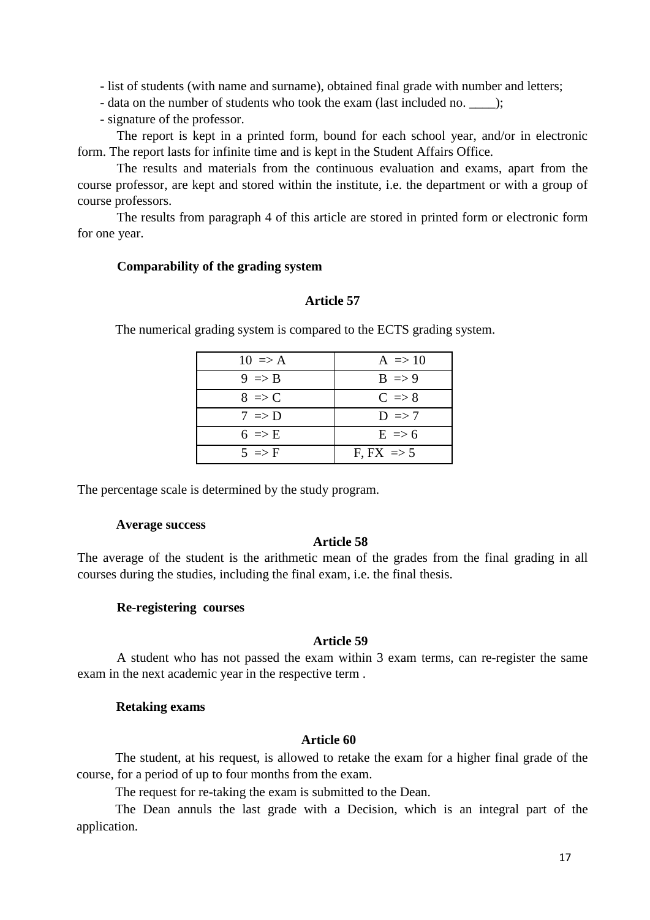- list of students (with name and surname), obtained final grade with number and letters;
- data on the number of students who took the exam (last included no. ____);
- signature of the professor.

The report is kept in a printed form, bound for each school year, and/or in electronic form. The report lasts for infinite time and is kept in the Student Affairs Office.

The results and materials from the continuous evaluation and exams, apart from the course professor, are kept and stored within the institute, i.e. the department or with a group of course professors.

The results from paragraph 4 of this article are stored in printed form or electronic form for one year.

**Comparability of the grading system**

**Article 57**

The numerical grading system is compared to the ECTS grading system.

| | |
|---|---|
| 10 => A | A => 10 |
| 9 => B | B => 9 |
| 8 => C | C => 8 |
| 7 => D | D => 7 |
| 6 => E | E => 6 |
| 5 => F | F, FX => 5 |

The percentage scale is determined by the study program.

**Average success**

**Article 58**

The average of the student is the arithmetic mean of the grades from the final grading in all courses during the studies, including the final exam, i.e. the final thesis.

**Re-registering courses**

**Article 59**

A student who has not passed the exam within 3 exam terms, can re-register the same exam in the next academic year in the respective term .

**Retaking exams**

**Article 60**

The student, at his request, is allowed to retake the exam for a higher final grade of the course, for a period of up to four months from the exam.

The request for re-taking the exam is submitted to the Dean.

The Dean annuls the last grade with a Decision, which is an integral part of the application.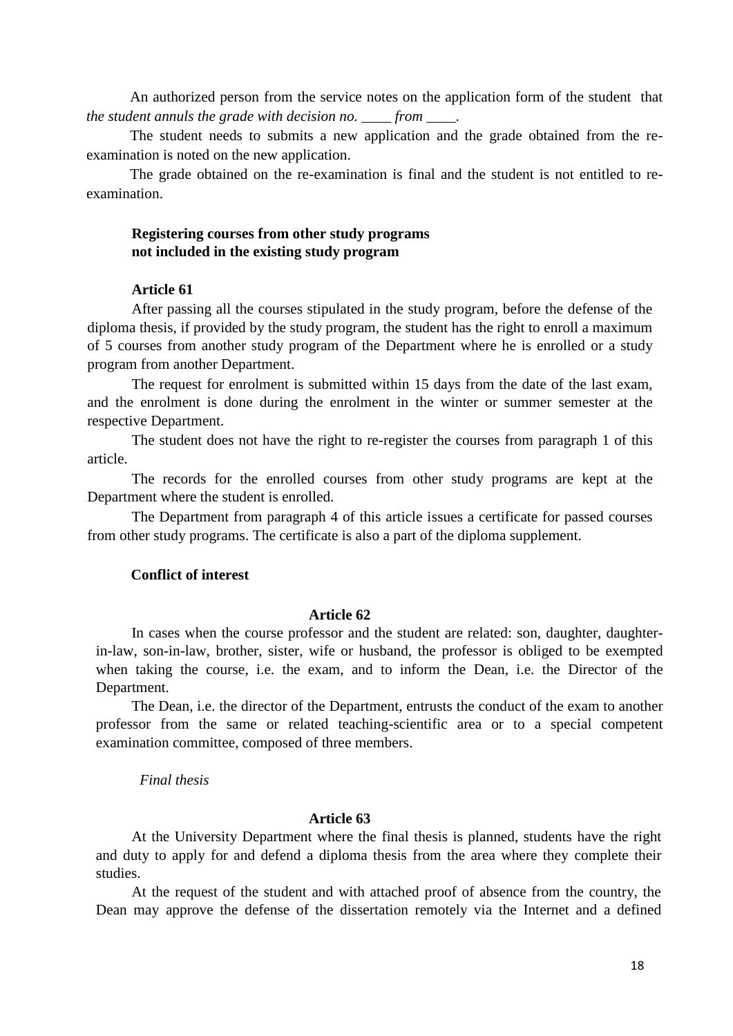An authorized person from the service notes on the application form of the student that *the student annuls the grade with decision no. ____ from ____.*

The student needs to submits a new application and the grade obtained from the re-examination is noted on the new application.

The grade obtained on the re-examination is final and the student is not entitled to re-examination.

**Registering courses from other study programs not included in the existing study program**

**Article 61**

After passing all the courses stipulated in the study program, before the defense of the diploma thesis, if provided by the study program, the student has the right to enroll a maximum of 5 courses from another study program of the Department where he is enrolled or a study program from another Department.

The request for enrolment is submitted within 15 days from the date of the last exam, and the enrolment is done during the enrolment in the winter or summer semester at the respective Department.

The student does not have the right to re-register the courses from paragraph 1 of this article.

The records for the enrolled courses from other study programs are kept at the Department where the student is enrolled.

The Department from paragraph 4 of this article issues a certificate for passed courses from other study programs. The certificate is also a part of the diploma supplement.

**Conflict of interest**

**Article 62**

In cases when the course professor and the student are related: son, daughter, daughter-in-law, son-in-law, brother, sister, wife or husband, the professor is obliged to be exempted when taking the course, i.e. the exam, and to inform the Dean, i.e. the Director of the Department.

The Dean, i.e. the director of the Department, entrusts the conduct of the exam to another professor from the same or related teaching-scientific area or to a special competent examination committee, composed of three members.

*Final thesis*

**Article 63**

At the University Department where the final thesis is planned, students have the right and duty to apply for and defend a diploma thesis from the area where they complete their studies.

At the request of the student and with attached proof of absence from the country, the Dean may approve the defense of the dissertation remotely via the Internet and a defined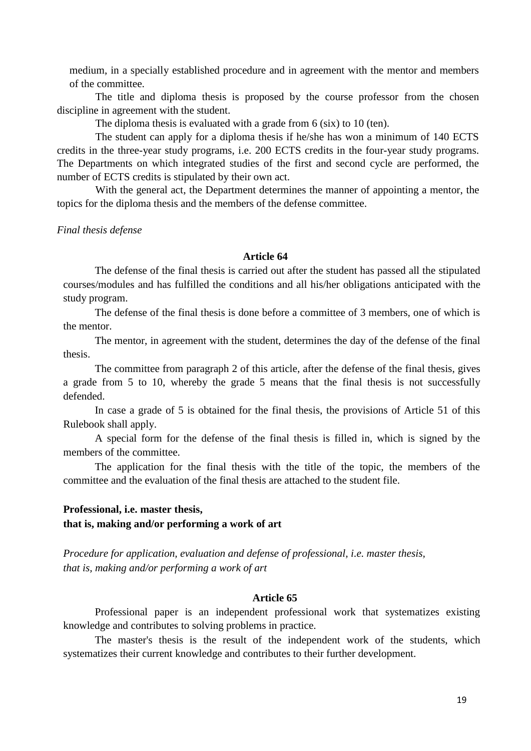medium, in a specially established procedure and in agreement with the mentor and members of the committee.

The title and diploma thesis is proposed by the course professor from the chosen discipline in agreement with the student.

The diploma thesis is evaluated with a grade from 6 (six) to 10 (ten).

The student can apply for a diploma thesis if he/she has won a minimum of 140 ECTS credits in the three-year study programs, i.e. 200 ECTS credits in the four-year study programs. The Departments on which integrated studies of the first and second cycle are performed, the number of ECTS credits is stipulated by their own act.

With the general act, the Department determines the manner of appointing a mentor, the topics for the diploma thesis and the members of the defense committee.

*Final thesis defense*

**Article 64**

The defense of the final thesis is carried out after the student has passed all the stipulated courses/modules and has fulfilled the conditions and all his/her obligations anticipated with the study program.

The defense of the final thesis is done before a committee of 3 members, one of which is the mentor.

The mentor, in agreement with the student, determines the day of the defense of the final thesis.

The committee from paragraph 2 of this article, after the defense of the final thesis, gives a grade from 5 to 10, whereby the grade 5 means that the final thesis is not successfully defended.

In case a grade of 5 is obtained for the final thesis, the provisions of Article 51 of this Rulebook shall apply.

A special form for the defense of the final thesis is filled in, which is signed by the members of the committee.

The application for the final thesis with the title of the topic, the members of the committee and the evaluation of the final thesis are attached to the student file.

**Professional, i.e. master thesis,**
**that is, making and/or performing a work of art**

*Procedure for application, evaluation and defense of professional, i.e. master thesis, that is, making and/or performing a work of art*

**Article 65**

Professional paper is an independent professional work that systematizes existing knowledge and contributes to solving problems in practice.

The master's thesis is the result of the independent work of the students, which systematizes their current knowledge and contributes to their further development.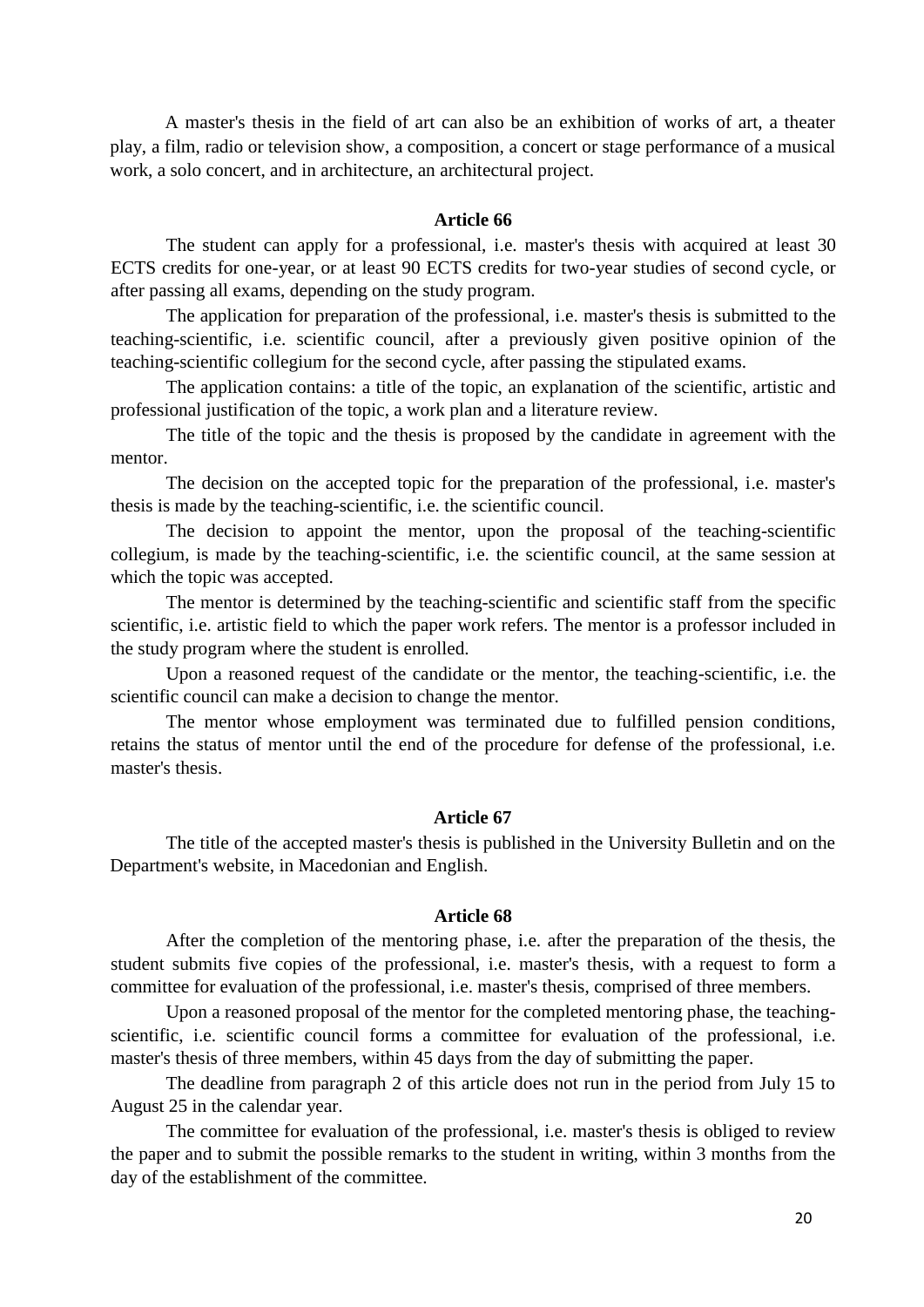A master's thesis in the field of art can also be an exhibition of works of art, a theater play, a film, radio or television show, a composition, a concert or stage performance of a musical work, a solo concert, and in architecture, an architectural project.

**Article 66**

The student can apply for a professional, i.e. master's thesis with acquired at least 30 ECTS credits for one-year, or at least 90 ECTS credits for two-year studies of second cycle, or after passing all exams, depending on the study program.

The application for preparation of the professional, i.e. master's thesis is submitted to the teaching-scientific, i.e. scientific council, after a previously given positive opinion of the teaching-scientific collegium for the second cycle, after passing the stipulated exams.

The application contains: a title of the topic, an explanation of the scientific, artistic and professional justification of the topic, a work plan and a literature review.

The title of the topic and the thesis is proposed by the candidate in agreement with the mentor.

The decision on the accepted topic for the preparation of the professional, i.e. master's thesis is made by the teaching-scientific, i.e. the scientific council.

The decision to appoint the mentor, upon the proposal of the teaching-scientific collegium, is made by the teaching-scientific, i.e. the scientific council, at the same session at which the topic was accepted.

The mentor is determined by the teaching-scientific and scientific staff from the specific scientific, i.e. artistic field to which the paper work refers. The mentor is a professor included in the study program where the student is enrolled.

Upon a reasoned request of the candidate or the mentor, the teaching-scientific, i.e. the scientific council can make a decision to change the mentor.

The mentor whose employment was terminated due to fulfilled pension conditions, retains the status of mentor until the end of the procedure for defense of the professional, i.e. master's thesis.

**Article 67**

The title of the accepted master's thesis is published in the University Bulletin and on the Department's website, in Macedonian and English.

**Article 68**

After the completion of the mentoring phase, i.e. after the preparation of the thesis, the student submits five copies of the professional, i.e. master's thesis, with a request to form a committee for evaluation of the professional, i.e. master's thesis, comprised of three members.

Upon a reasoned proposal of the mentor for the completed mentoring phase, the teaching-scientific, i.e. scientific council forms a committee for evaluation of the professional, i.e. master's thesis of three members, within 45 days from the day of submitting the paper.

The deadline from paragraph 2 of this article does not run in the period from July 15 to August 25 in the calendar year.

The committee for evaluation of the professional, i.e. master's thesis is obliged to review the paper and to submit the possible remarks to the student in writing, within 3 months from the day of the establishment of the committee.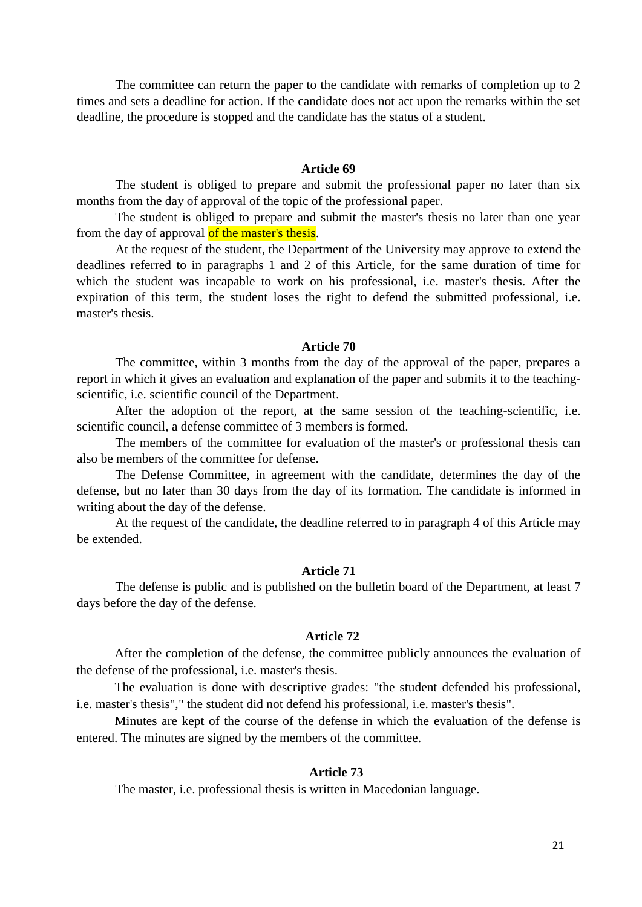The committee can return the paper to the candidate with remarks of completion up to 2 times and sets a deadline for action. If the candidate does not act upon the remarks within the set deadline, the procedure is stopped and the candidate has the status of a student.

### Article 69

The student is obliged to prepare and submit the professional paper no later than six months from the day of approval of the topic of the professional paper.

The student is obliged to prepare and submit the master's thesis no later than one year from the day of approval of the master's thesis.

At the request of the student, the Department of the University may approve to extend the deadlines referred to in paragraphs 1 and 2 of this Article, for the same duration of time for which the student was incapable to work on his professional, i.e. master's thesis. After the expiration of this term, the student loses the right to defend the submitted professional, i.e. master's thesis.

### Article 70

The committee, within 3 months from the day of the approval of the paper, prepares a report in which it gives an evaluation and explanation of the paper and submits it to the teaching-scientific, i.e. scientific council of the Department.

After the adoption of the report, at the same session of the teaching-scientific, i.e. scientific council, a defense committee of 3 members is formed.

The members of the committee for evaluation of the master's or professional thesis can also be members of the committee for defense.

The Defense Committee, in agreement with the candidate, determines the day of the defense, but no later than 30 days from the day of its formation. The candidate is informed in writing about the day of the defense.

At the request of the candidate, the deadline referred to in paragraph 4 of this Article may be extended.

### Article 71

The defense is public and is published on the bulletin board of the Department, at least 7 days before the day of the defense.

### Article 72

After the completion of the defense, the committee publicly announces the evaluation of the defense of the professional, i.e. master's thesis.

The evaluation is done with descriptive grades: "the student defended his professional, i.e. master's thesis"," the student did not defend his professional, i.e. master's thesis".

Minutes are kept of the course of the defense in which the evaluation of the defense is entered. The minutes are signed by the members of the committee.

### Article 73

The master, i.e. professional thesis is written in Macedonian language.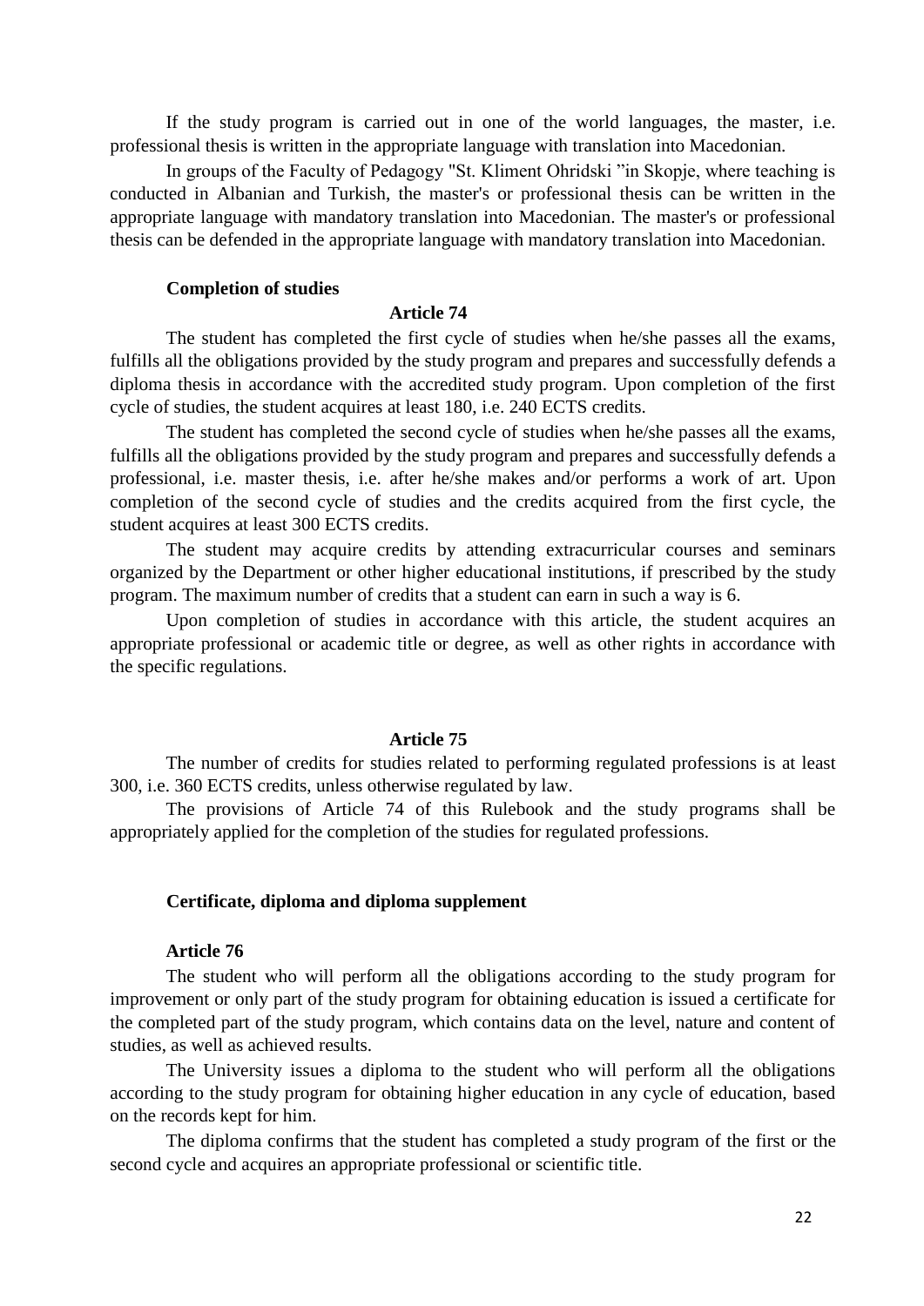If the study program is carried out in one of the world languages, the master, i.e. professional thesis is written in the appropriate language with translation into Macedonian.

In groups of the Faculty of Pedagogy "St. Kliment Ohridski "in Skopje, where teaching is conducted in Albanian and Turkish, the master's or professional thesis can be written in the appropriate language with mandatory translation into Macedonian. The master's or professional thesis can be defended in the appropriate language with mandatory translation into Macedonian.

**Completion of studies**

**Article 74**

The student has completed the first cycle of studies when he/she passes all the exams, fulfills all the obligations provided by the study program and prepares and successfully defends a diploma thesis in accordance with the accredited study program. Upon completion of the first cycle of studies, the student acquires at least 180, i.e. 240 ECTS credits.

The student has completed the second cycle of studies when he/she passes all the exams, fulfills all the obligations provided by the study program and prepares and successfully defends a professional, i.e. master thesis, i.e. after he/she makes and/or performs a work of art. Upon completion of the second cycle of studies and the credits acquired from the first cycle, the student acquires at least 300 ECTS credits.

The student may acquire credits by attending extracurricular courses and seminars organized by the Department or other higher educational institutions, if prescribed by the study program. The maximum number of credits that a student can earn in such a way is 6.

Upon completion of studies in accordance with this article, the student acquires an appropriate professional or academic title or degree, as well as other rights in accordance with the specific regulations.

**Article 75**

The number of credits for studies related to performing regulated professions is at least 300, i.e. 360 ECTS credits, unless otherwise regulated by law.

The provisions of Article 74 of this Rulebook and the study programs shall be appropriately applied for the completion of the studies for regulated professions.

**Certificate, diploma and diploma supplement**

**Article 76**

The student who will perform all the obligations according to the study program for improvement or only part of the study program for obtaining education is issued a certificate for the completed part of the study program, which contains data on the level, nature and content of studies, as well as achieved results.

The University issues a diploma to the student who will perform all the obligations according to the study program for obtaining higher education in any cycle of education, based on the records kept for him.

The diploma confirms that the student has completed a study program of the first or the second cycle and acquires an appropriate professional or scientific title.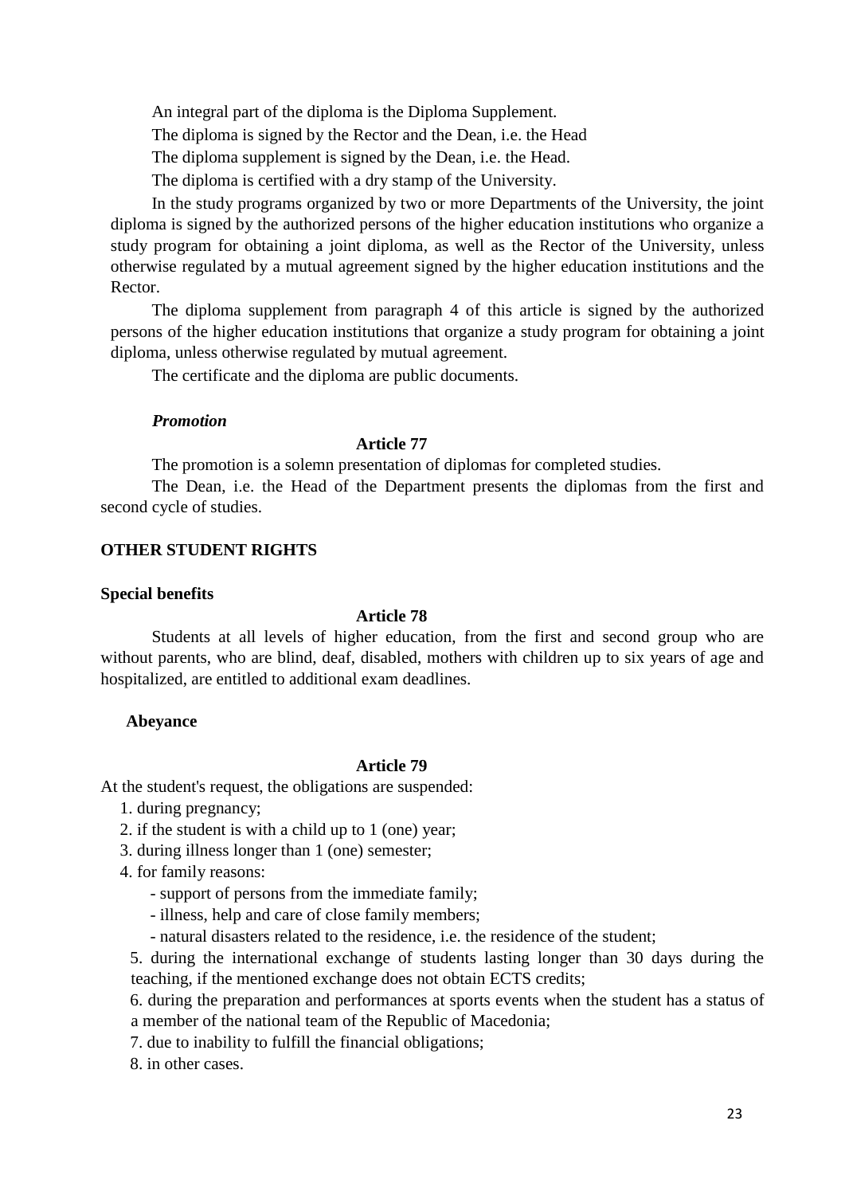An integral part of the diploma is the Diploma Supplement.

The diploma is signed by the Rector and the Dean, i.e. the Head

The diploma supplement is signed by the Dean, i.e. the Head.

The diploma is certified with a dry stamp of the University.

In the study programs organized by two or more Departments of the University, the joint diploma is signed by the authorized persons of the higher education institutions who organize a study program for obtaining a joint diploma, as well as the Rector of the University, unless otherwise regulated by a mutual agreement signed by the higher education institutions and the Rector.

The diploma supplement from paragraph 4 of this article is signed by the authorized persons of the higher education institutions that organize a study program for obtaining a joint diploma, unless otherwise regulated by mutual agreement.

The certificate and the diploma are public documents.

***Promotion***

**Article 77**

The promotion is a solemn presentation of diplomas for completed studies.

The Dean, i.e. the Head of the Department presents the diplomas from the first and second cycle of studies.

## OTHER STUDENT RIGHTS

**Special benefits**

**Article 78**

Students at all levels of higher education, from the first and second group who are without parents, who are blind, deaf, disabled, mothers with children up to six years of age and hospitalized, are entitled to additional exam deadlines.

**Abeyance**

**Article 79**

At the student's request, the obligations are suspended:

1. during pregnancy;
2. if the student is with a child up to 1 (one) year;
3. during illness longer than 1 (one) semester;
4. for family reasons:
   - support of persons from the immediate family;
   - illness, help and care of close family members;
   - natural disasters related to the residence, i.e. the residence of the student;
5. during the international exchange of students lasting longer than 30 days during the teaching, if the mentioned exchange does not obtain ECTS credits;
6. during the preparation and performances at sports events when the student has a status of a member of the national team of the Republic of Macedonia;
7. due to inability to fulfill the financial obligations;
8. in other cases.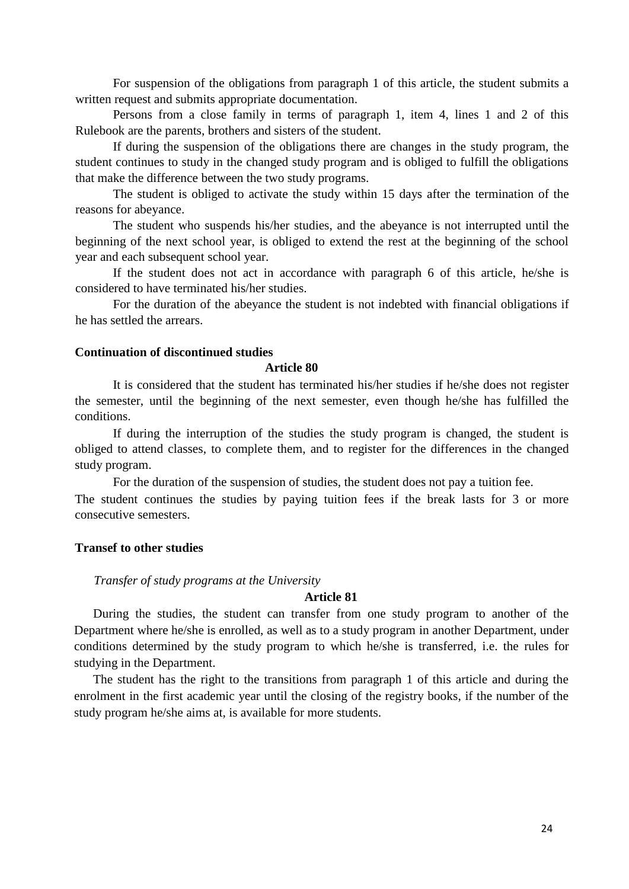For suspension of the obligations from paragraph 1 of this article, the student submits a written request and submits appropriate documentation.

Persons from a close family in terms of paragraph 1, item 4, lines 1 and 2 of this Rulebook are the parents, brothers and sisters of the student.

If during the suspension of the obligations there are changes in the study program, the student continues to study in the changed study program and is obliged to fulfill the obligations that make the difference between the two study programs.

The student is obliged to activate the study within 15 days after the termination of the reasons for abeyance.

The student who suspends his/her studies, and the abeyance is not interrupted until the beginning of the next school year, is obliged to extend the rest at the beginning of the school year and each subsequent school year.

If the student does not act in accordance with paragraph 6 of this article, he/she is considered to have terminated his/her studies.

For the duration of the abeyance the student is not indebted with financial obligations if he has settled the arrears.

**Continuation of discontinued studies**

**Article 80**

It is considered that the student has terminated his/her studies if he/she does not register the semester, until the beginning of the next semester, even though he/she has fulfilled the conditions.

If during the interruption of the studies the study program is changed, the student is obliged to attend classes, to complete them, and to register for the differences in the changed study program.

For the duration of the suspension of studies, the student does not pay a tuition fee.

The student continues the studies by paying tuition fees if the break lasts for 3 or more consecutive semesters.

**Transef to other studies**

*Transfer of study programs at the University*

**Article 81**

During the studies, the student can transfer from one study program to another of the Department where he/she is enrolled, as well as to a study program in another Department, under conditions determined by the study program to which he/she is transferred, i.e. the rules for studying in the Department.

The student has the right to the transitions from paragraph 1 of this article and during the enrolment in the first academic year until the closing of the registry books, if the number of the study program he/she aims at, is available for more students.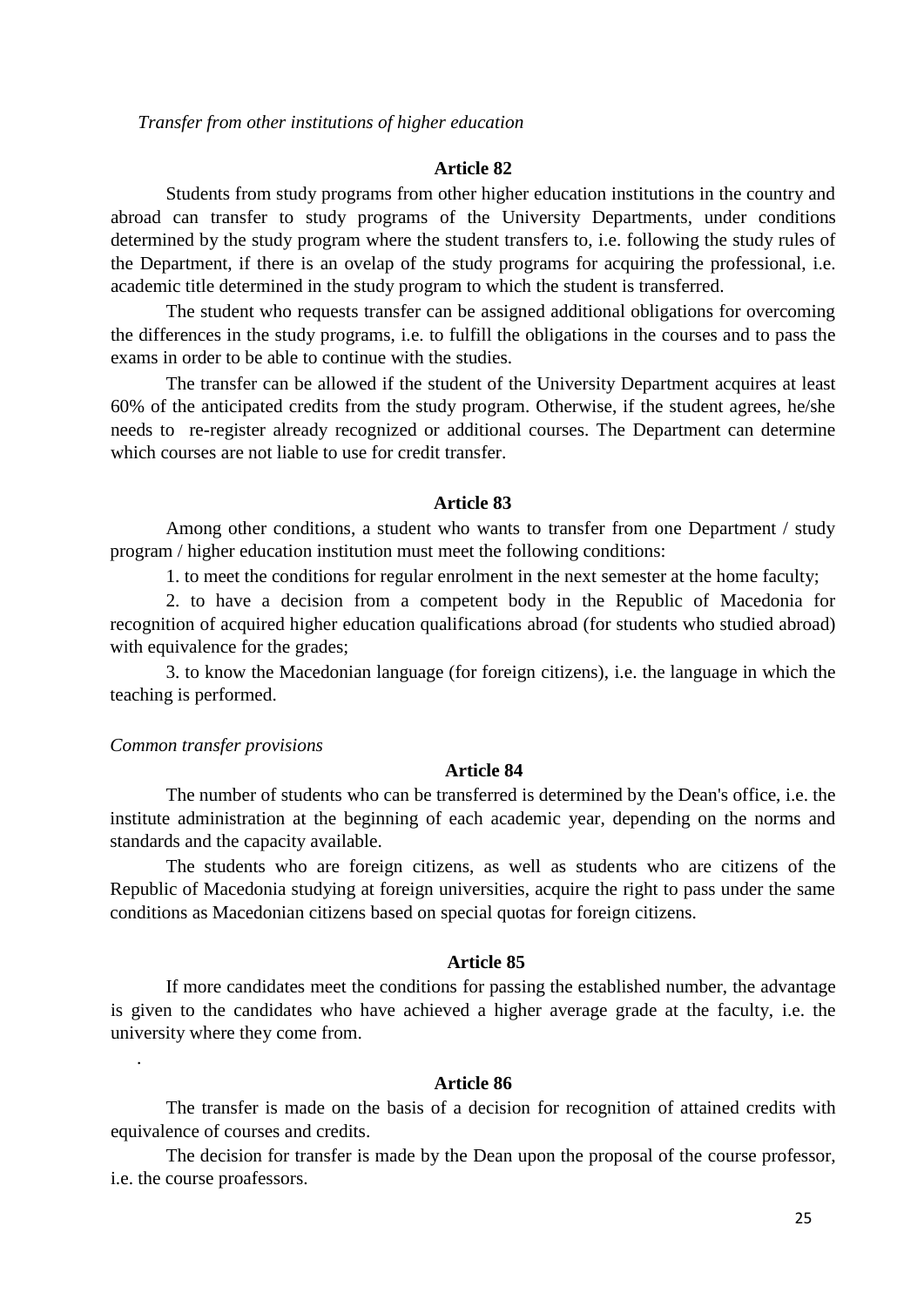*Transfer from other institutions of higher education*

**Article 82**

Students from study programs from other higher education institutions in the country and abroad can transfer to study programs of the University Departments, under conditions determined by the study program where the student transfers to, i.e. following the study rules of the Department, if there is an ovelap of the study programs for acquiring the professional, i.e. academic title determined in the study program to which the student is transferred.

The student who requests transfer can be assigned additional obligations for overcoming the differences in the study programs, i.e. to fulfill the obligations in the courses and to pass the exams in order to be able to continue with the studies.

The transfer can be allowed if the student of the University Department acquires at least 60% of the anticipated credits from the study program. Otherwise, if the student agrees, he/she needs to re-register already recognized or additional courses. The Department can determine which courses are not liable to use for credit transfer.

**Article 83**

Among other conditions, a student who wants to transfer from one Department / study program / higher education institution must meet the following conditions:

1. to meet the conditions for regular enrolment in the next semester at the home faculty;

2. to have a decision from a competent body in the Republic of Macedonia for recognition of acquired higher education qualifications abroad (for students who studied abroad) with equivalence for the grades;

3. to know the Macedonian language (for foreign citizens), i.e. the language in which the teaching is performed.

*Common transfer provisions*

**Article 84**

The number of students who can be transferred is determined by the Dean's office, i.e. the institute administration at the beginning of each academic year, depending on the norms and standards and the capacity available.

The students who are foreign citizens, as well as students who are citizens of the Republic of Macedonia studying at foreign universities, acquire the right to pass under the same conditions as Macedonian citizens based on special quotas for foreign citizens.

**Article 85**

If more candidates meet the conditions for passing the established number, the advantage is given to the candidates who have achieved a higher average grade at the faculty, i.e. the university where they come from.

.

**Article 86**

The transfer is made on the basis of a decision for recognition of attained credits with equivalence of courses and credits.

The decision for transfer is made by the Dean upon the proposal of the course professor, i.e. the course proafessors.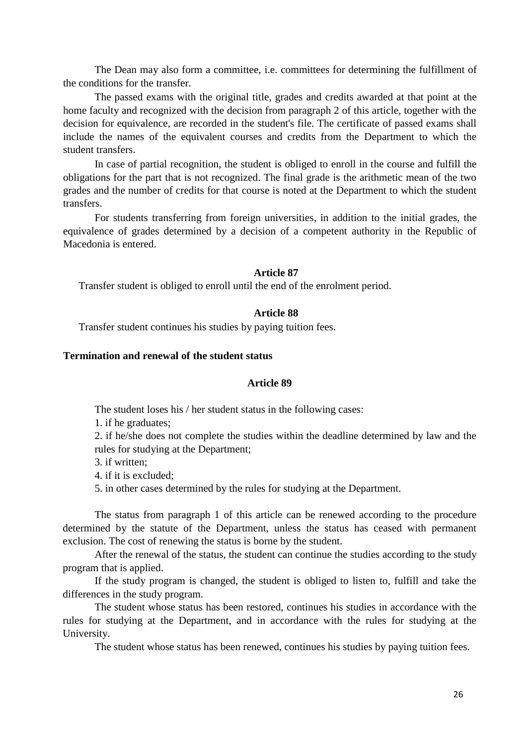The Dean may also form a committee, i.e. committees for determining the fulfillment of the conditions for the transfer.

The passed exams with the original title, grades and credits awarded at that point at the home faculty and recognized with the decision from paragraph 2 of this article, together with the decision for equivalence, are recorded in the student's file. The certificate of passed exams shall include the names of the equivalent courses and credits from the Department to which the student transfers.

In case of partial recognition, the student is obliged to enroll in the course and fulfill the obligations for the part that is not recognized. The final grade is the arithmetic mean of the two grades and the number of credits for that course is noted at the Department to which the student transfers.

For students transferring from foreign universities, in addition to the initial grades, the equivalence of grades determined by a decision of a competent authority in the Republic of Macedonia is entered.

**Article 87**

Transfer student is obliged to enroll until the end of the enrolment period.

**Article 88**

Transfer student continues his studies by paying tuition fees.

**Termination and renewal of the student status**

**Article 89**

The student loses his / her student status in the following cases:

1. if he graduates;
2. if he/she does not complete the studies within the deadline determined by law and the rules for studying at the Department;
3. if written;
4. if it is excluded;
5. in other cases determined by the rules for studying at the Department.

The status from paragraph 1 of this article can be renewed according to the procedure determined by the statute of the Department, unless the status has ceased with permanent exclusion. The cost of renewing the status is borne by the student.

After the renewal of the status, the student can continue the studies according to the study program that is applied.

If the study program is changed, the student is obliged to listen to, fulfill and take the differences in the study program.

The student whose status has been restored, continues his studies in accordance with the rules for studying at the Department, and in accordance with the rules for studying at the University.

The student whose status has been renewed, continues his studies by paying tuition fees.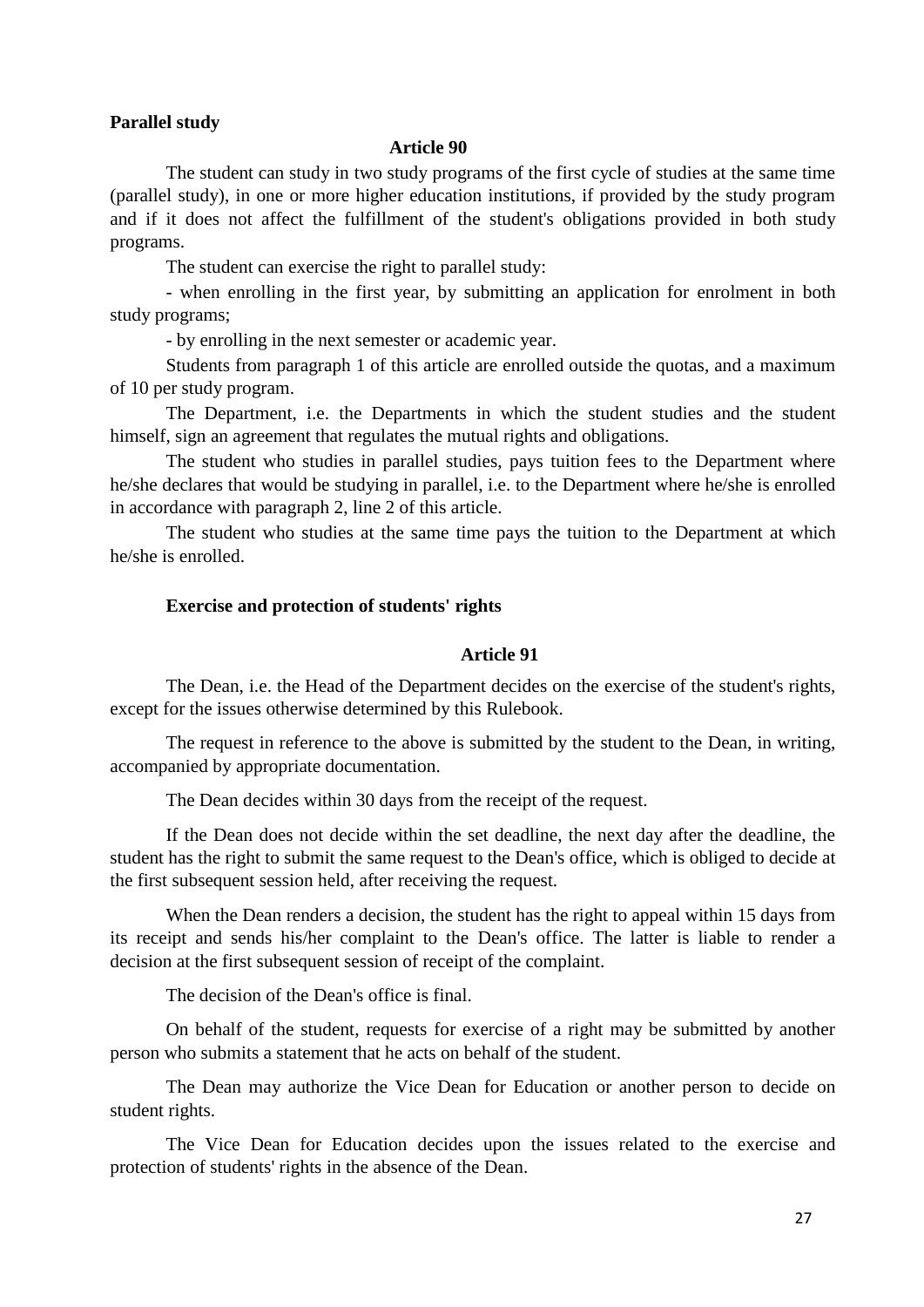**Parallel study**

**Article 90**

The student can study in two study programs of the first cycle of studies at the same time (parallel study), in one or more higher education institutions, if provided by the study program and if it does not affect the fulfillment of the student's obligations provided in both study programs.

The student can exercise the right to parallel study:

- when enrolling in the first year, by submitting an application for enrolment in both study programs;

- by enrolling in the next semester or academic year.

Students from paragraph 1 of this article are enrolled outside the quotas, and a maximum of 10 per study program.

The Department, i.e. the Departments in which the student studies and the student himself, sign an agreement that regulates the mutual rights and obligations.

The student who studies in parallel studies, pays tuition fees to the Department where he/she declares that would be studying in parallel, i.e. to the Department where he/she is enrolled in accordance with paragraph 2, line 2 of this article.

The student who studies at the same time pays the tuition to the Department at which he/she is enrolled.

**Exercise and protection of students' rights**

**Article 91**

The Dean, i.e. the Head of the Department decides on the exercise of the student's rights, except for the issues otherwise determined by this Rulebook.

The request in reference to the above is submitted by the student to the Dean, in writing, accompanied by appropriate documentation.

The Dean decides within 30 days from the receipt of the request.

If the Dean does not decide within the set deadline, the next day after the deadline, the student has the right to submit the same request to the Dean's office, which is obliged to decide at the first subsequent session held, after receiving the request.

When the Dean renders a decision, the student has the right to appeal within 15 days from its receipt and sends his/her complaint to the Dean's office. The latter is liable to render a decision at the first subsequent session of receipt of the complaint.

The decision of the Dean's office is final.

On behalf of the student, requests for exercise of a right may be submitted by another person who submits a statement that he acts on behalf of the student.

The Dean may authorize the Vice Dean for Education or another person to decide on student rights.

The Vice Dean for Education decides upon the issues related to the exercise and protection of students' rights in the absence of the Dean.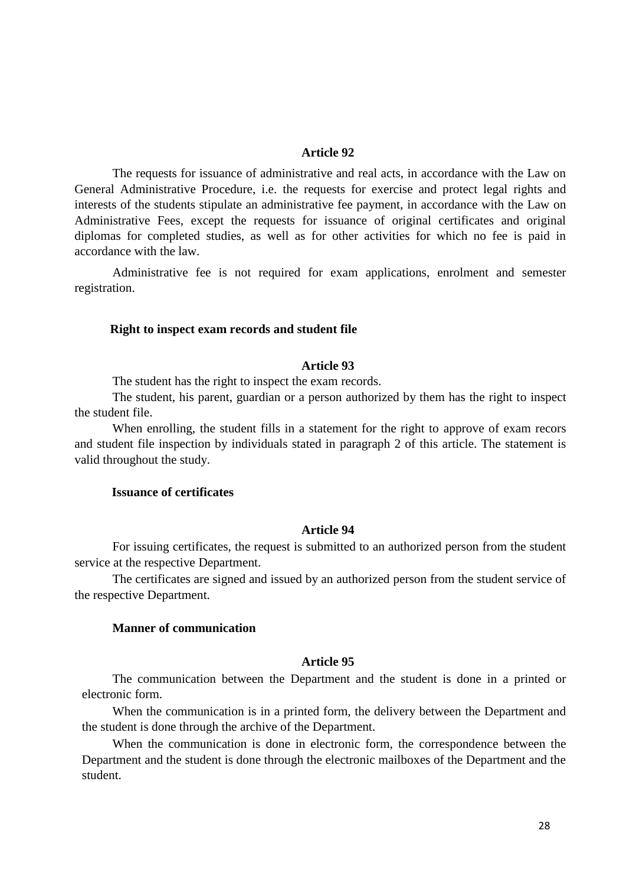**Article 92**

The requests for issuance of administrative and real acts, in accordance with the Law on General Administrative Procedure, i.e. the requests for exercise and protect legal rights and interests of the students stipulate an administrative fee payment, in accordance with the Law on Administrative Fees, except the requests for issuance of original certificates and original diplomas for completed studies, as well as for other activities for which no fee is paid in accordance with the law.

Administrative fee is not required for exam applications, enrolment and semester registration.

**Right to inspect exam records and student file**

**Article 93**

The student has the right to inspect the exam records.

The student, his parent, guardian or a person authorized by them has the right to inspect the student file.

When enrolling, the student fills in a statement for the right to approve of exam recors and student file inspection by individuals stated in paragraph 2 of this article. The statement is valid throughout the study.

**Issuance of certificates**

**Article 94**

For issuing certificates, the request is submitted to an authorized person from the student service at the respective Department.

The certificates are signed and issued by an authorized person from the student service of the respective Department.

**Manner of communication**

**Article 95**

The communication between the Department and the student is done in a printed or electronic form.

When the communication is in a printed form, the delivery between the Department and the student is done through the archive of the Department.

When the communication is done in electronic form, the correspondence between the Department and the student is done through the electronic mailboxes of the Department and the student.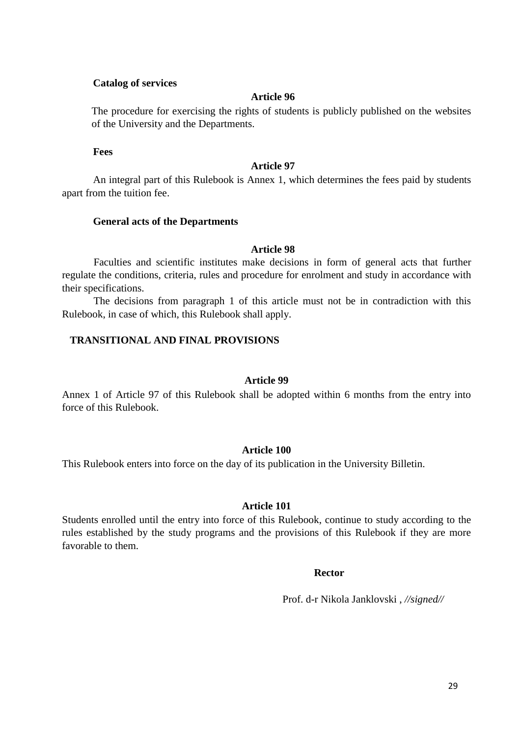**Catalog of services**

**Article 96**

The procedure for exercising the rights of students is publicly published on the websites of the University and the Departments.

**Fees**

**Article 97**

An integral part of this Rulebook is Annex 1, which determines the fees paid by students apart from the tuition fee.

**General acts of the Departments**

**Article 98**

Faculties and scientific institutes make decisions in form of general acts that further regulate the conditions, criteria, rules and procedure for enrolment and study in accordance with their specifications.

The decisions from paragraph 1 of this article must not be in contradiction with this Rulebook, in case of which, this Rulebook shall apply.

## TRANSITIONAL AND FINAL PROVISIONS

**Article 99**

Annex 1 of Article 97 of this Rulebook shall be adopted within 6 months from the entry into force of this Rulebook.

**Article 100**

This Rulebook enters into force on the day of its publication in the University Billetin.

**Article 101**

Students enrolled until the entry into force of this Rulebook, continue to study according to the rules established by the study programs and the provisions of this Rulebook if they are more favorable to them.

**Rector**

Prof. d-r Nikola Janklovski , *//signed//*